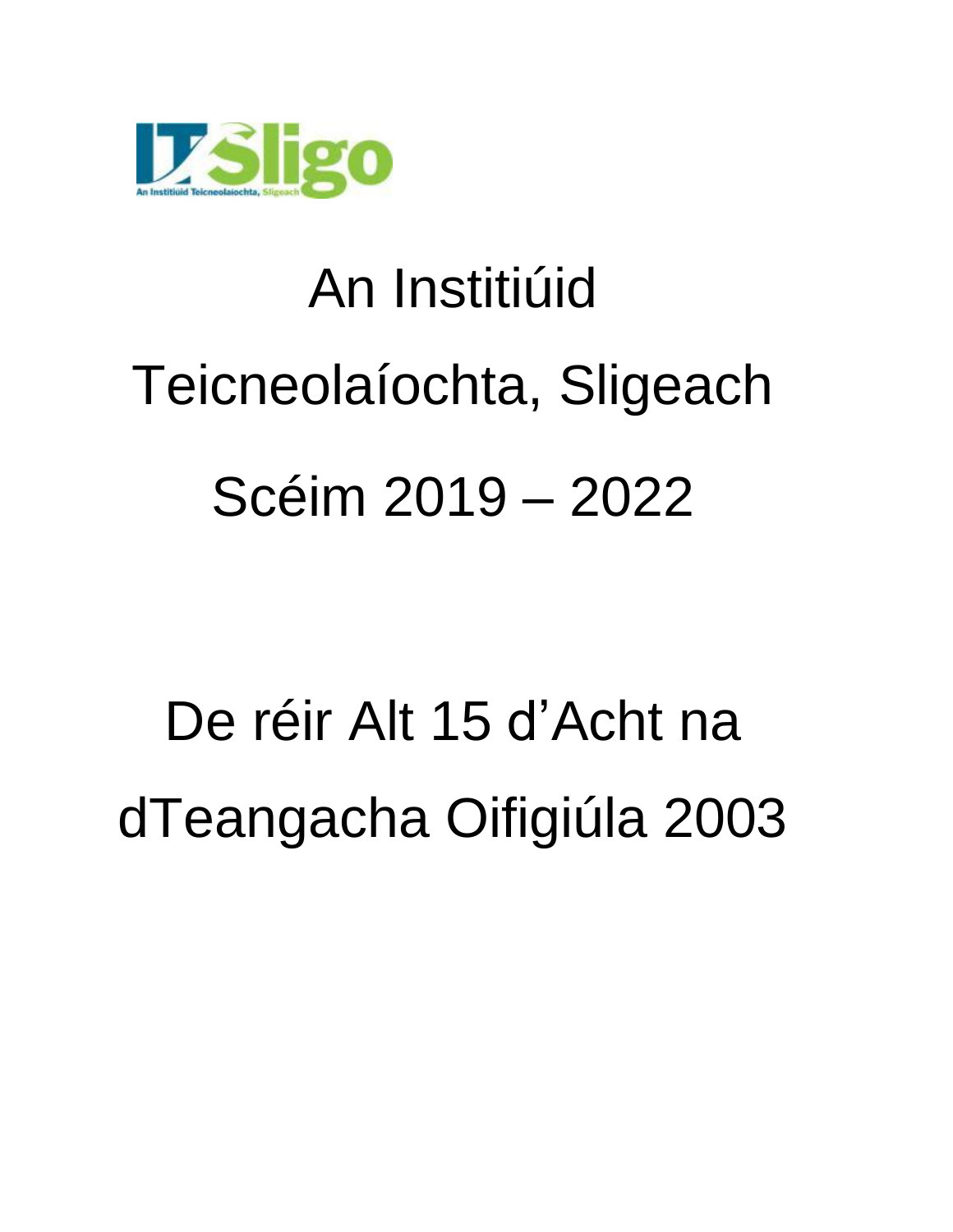IT Sligo

An Institiúid Teicneolaíochta, Sligeach

# An Institiúid Teicneolaíochta, Sligeach

# Scéim 2019 – 2022

## De réir Alt 15 d'Acht na dTeangacha Oifigiúla 2003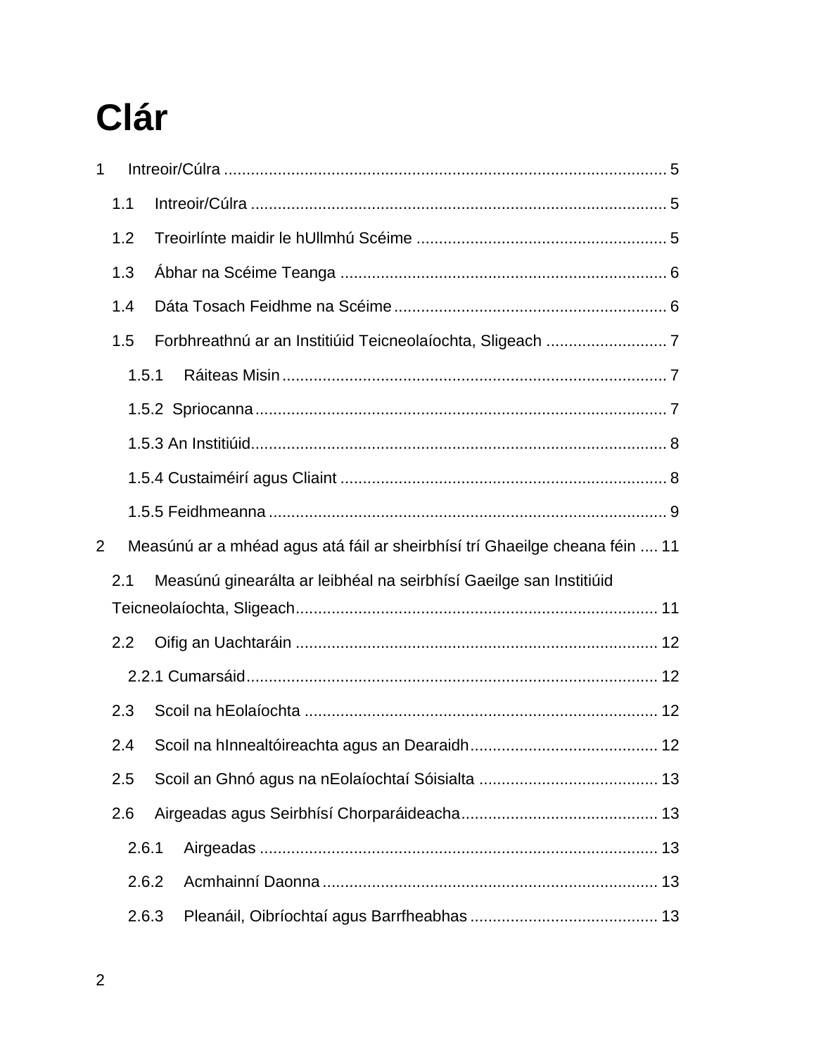# Clár

1 Intreoir/Cúlra ................................................................................................... 5

1.1 Intreoir/Cúlra ............................................................................................ 5

1.2 Treoirlínte maidir le hUllmhú Scéime ........................................................ 5

1.3 Ábhar na Scéime Teanga ........................................................................ 6

1.4 Dáta Tosach Feidhme na Scéime ............................................................ 6

1.5 Forbhreathnú ar an Institiúid Teicneolaíochta, Sligeach ........................... 7

1.5.1 Ráiteas Misin ..................................................................................... 7

1.5.2 Spriocanna ........................................................................................... 7

1.5.3 An Institiúid........................................................................................... 8

1.5.4 Custaiméirí agus Cliaint ........................................................................ 8

1.5.5 Feidhmeanna ........................................................................................ 9

2 Measúnú ar a mhéad agus atá fáil ar sheirbhísí trí Ghaeilge cheana féin .... 11

2.1 Measúnú ginearálta ar leibhéal na seirbhísí Gaeilge san Institiúid Teicneolaíochta, Sligeach................................................................................ 11

2.2 Oifig an Uachtaráin ................................................................................ 12

2.2.1 Cumarsáid........................................................................................... 12

2.3 Scoil na hEolaíochta .............................................................................. 12

2.4 Scoil na hInnealtóireachta agus an Dearaidh......................................... 12

2.5 Scoil an Ghnó agus na nEolaíochtaí Sóisialta ........................................ 13

2.6 Airgeadas agus Seirbhísí Chorparáideacha............................................ 13

2.6.1 Airgeadas ........................................................................................ 13

2.6.2 Acmhainní Daonna .......................................................................... 13

2.6.3 Pleanáil, Oibríochtaí agus Barrfheabhas .......................................... 13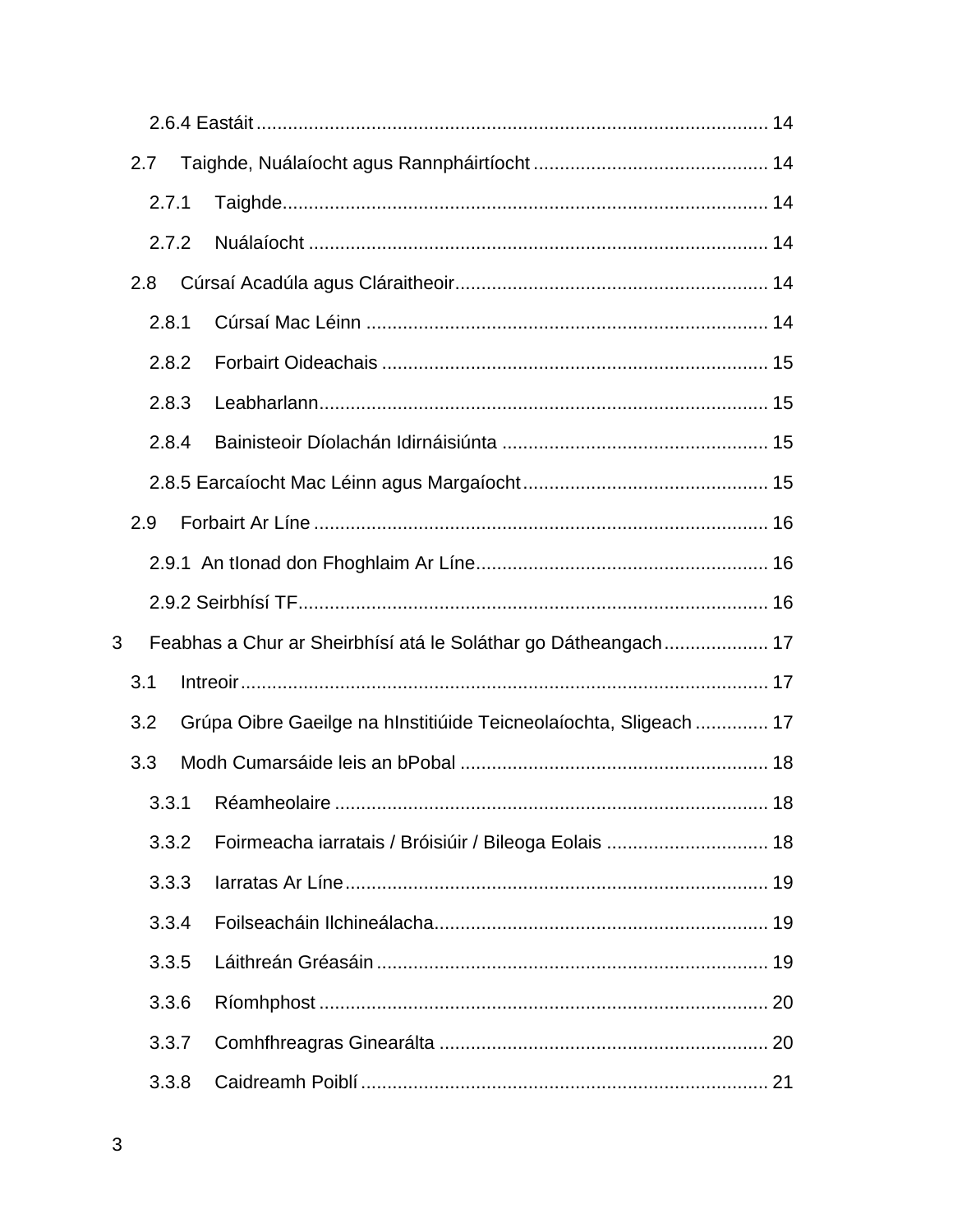2.6.4 Eastáit ................................................................................................ 14

2.7 Taighde, Nuálaíocht agus Rannpháirtíocht ............................................ 14

2.7.1 Taighde ............................................................................................ 14

2.7.2 Nuálaíocht ....................................................................................... 14

2.8 Cúrsaí Acadúla agus Cláraitheoir ........................................................... 14

2.8.1 Cúrsaí Mac Léinn ............................................................................ 14

2.8.2 Forbairt Oideachais ......................................................................... 15

2.8.3 Leabharlann ..................................................................................... 15

2.8.4 Bainisteoir Díolachán Idirnáisiúnta .................................................. 15

2.8.5 Earcaíocht Mac Léinn agus Margaíocht .............................................. 15

2.9 Forbairt Ar Líne ...................................................................................... 16

2.9.1 An tIonad don Fhoghlaim Ar Líne ....................................................... 16

2.9.2 Seirbhísí TF ......................................................................................... 16

3 Feabhas a Chur ar Sheirbhísí atá le Soláthar go Dátheangach .................... 17

3.1 Intreoir .................................................................................................... 17

3.2 Grúpa Oibre Gaeilge na hInstitiúide Teicneolaíochta, Sligeach ............. 17

3.3 Modh Cumarsáide leis an bPobal ........................................................... 18

3.3.1 Réamheolaire .................................................................................. 18

3.3.2 Foirmeacha iarratais / Bróisiúir / Bileoga Eolais ............................... 18

3.3.3 Iarratas Ar Líne ................................................................................ 19

3.3.4 Foilseacháin Ilchineálacha ............................................................... 19

3.3.5 Láithreán Gréasáin .......................................................................... 19

3.3.6 Ríomhphost ..................................................................................... 20

3.3.7 Comhfhreagras Ginearálta .............................................................. 20

3.3.8 Caidreamh Poiblí ............................................................................. 21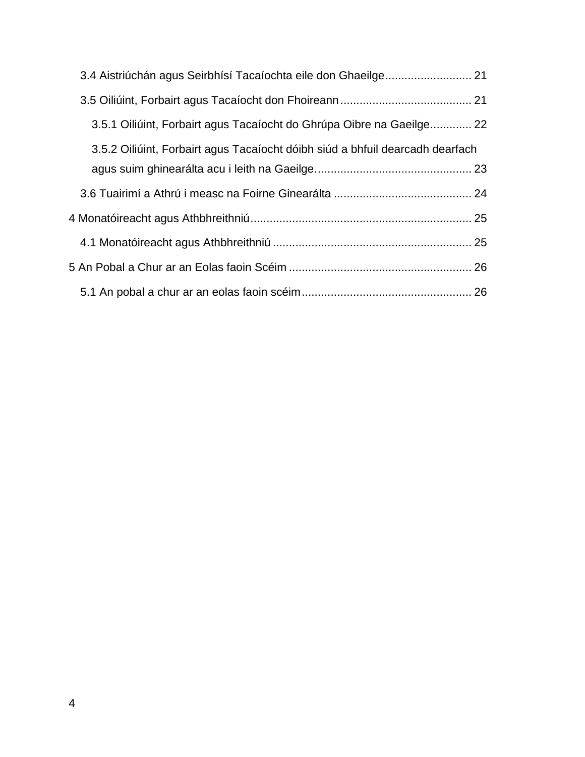3.4 Aistriúchán agus Seirbhísí Tacaíochta eile don Ghaeilge........................... 21

3.5 Oiliúint, Forbairt agus Tacaíocht don Fhoireann......................................... 21

3.5.1 Oiliúint, Forbairt agus Tacaíocht do Ghrúpa Oibre na Gaeilge............. 22

3.5.2 Oiliúint, Forbairt agus Tacaíocht dóibh siúd a bhfuil dearcadh dearfach agus suim ghinearálta acu i leith na Gaeilge................................................. 23

3.6 Tuairimí a Athrú i measc na Foirne Ginearálta ........................................... 24

4 Monatóireacht agus Athbhreithniú..................................................................... 25

4.1 Monatóireacht agus Athbhreithniú .............................................................. 25

5 An Pobal a Chur ar an Eolas faoin Scéim ......................................................... 26

5.1 An pobal a chur ar an eolas faoin scéim..................................................... 26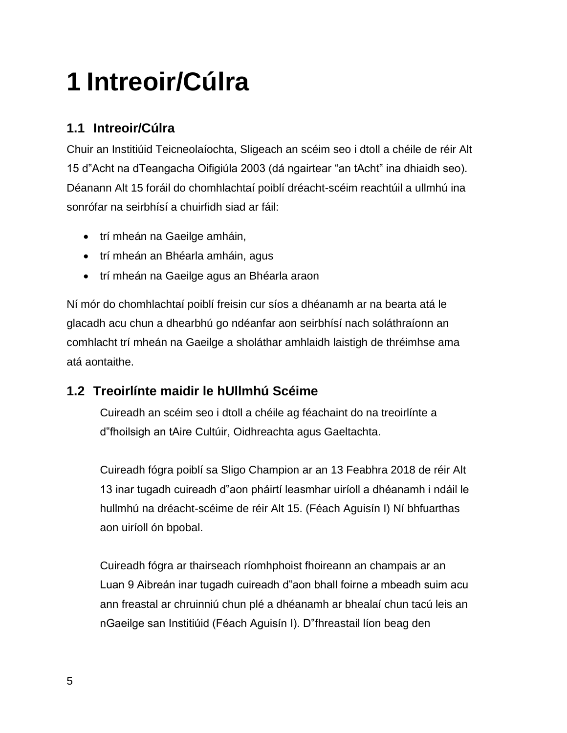# 1 Intreoir/Cúlra

## 1.1 Intreoir/Cúlra

Chuir an Institiúid Teicneolaíochta, Sligeach an scéim seo i dtoll a chéile de réir Alt 15 d‟Acht na dTeangacha Oifigiúla 2003 (dá ngairtear "an tAcht‟ ina dhiaidh seo). Déanann Alt 15 foráil do chomhlachtaí poiblí dréacht-scéim reachtúil a ullmhú ina sonrófar na seirbhísí a chuirfidh siad ar fáil:

- trí mheán na Gaeilge amháin,
- trí mheán an Bhéarla amháin, agus
- trí mheán na Gaeilge agus an Bhéarla araon

Ní mór do chomhlachtaí poiblí freisin cur síos a dhéanamh ar na bearta atá le glacadh acu chun a dhearbhú go ndéanfar aon seirbhísí nach soláthraíonn an comhlacht trí mheán na Gaeilge a sholáthar amhlaidh laistigh de thréimhse ama atá aontaithe.

## 1.2 Treoirlínte maidir le hUllmhú Scéime

Cuireadh an scéim seo i dtoll a chéile ag féachaint do na treoirlínte a d‟fhoilsigh an tAire Cultúir, Oidhreachta agus Gaeltachta.

Cuireadh fógra poiblí sa Sligo Champion ar an 13 Feabhra 2018 de réir Alt 13 inar tugadh cuireadh d‟aon pháirtí leasmhar uiríoll a dhéanamh i ndáil le hullmhú na dréacht-scéime de réir Alt 15. (Féach Aguisín I) Ní bhfuarthas aon uiríoll ón bpobal.

Cuireadh fógra ar thairseach ríomhphoist fhoireann an champais ar an Luan 9 Aibreán inar tugadh cuireadh d‟aon bhall foirne a mbeadh suim acu ann freastal ar chruinniú chun plé a dhéanamh ar bhealaí chun tacú leis an nGaeilge san Institiúid (Féach Aguisín I). D‟fhreastail líon beag den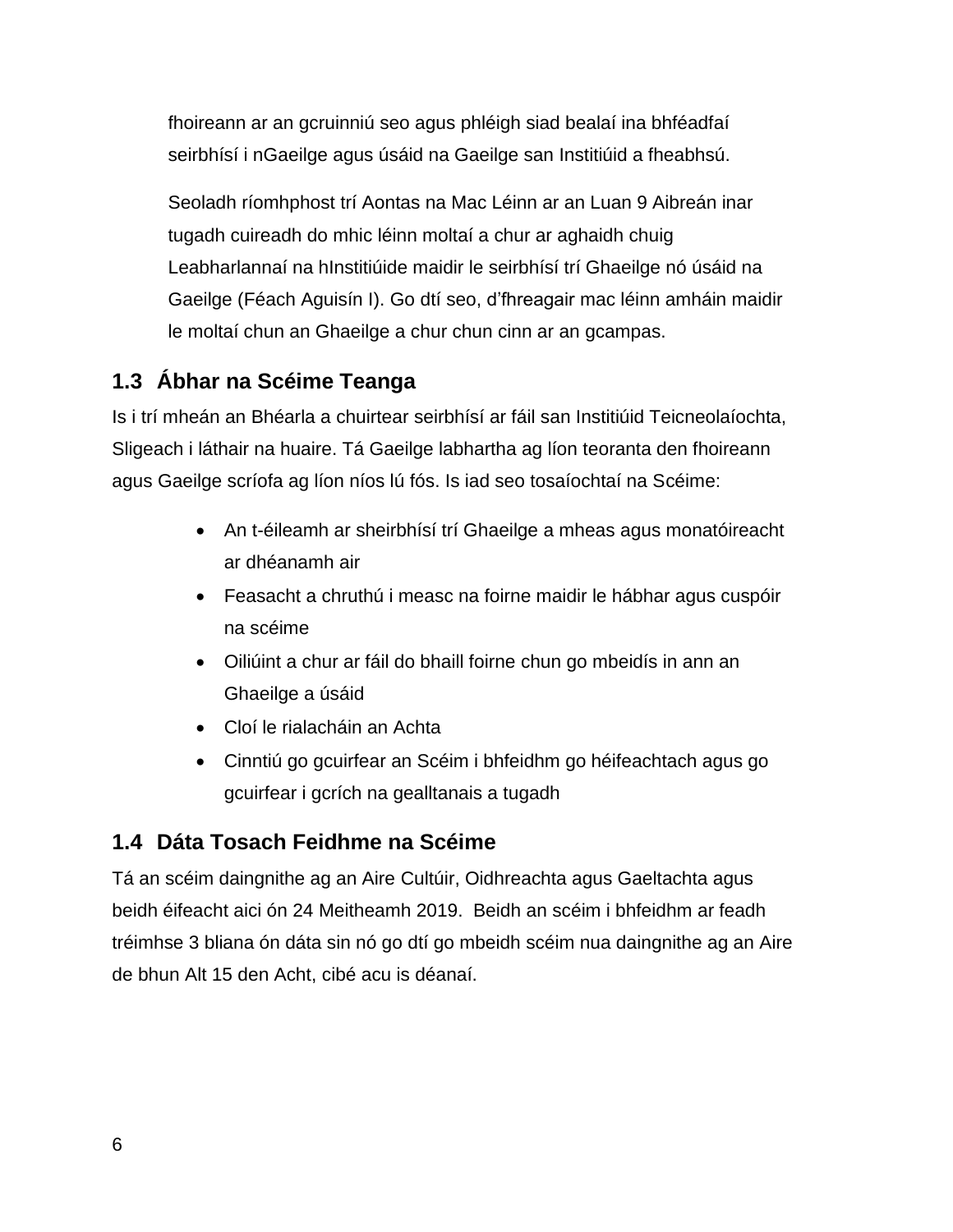fhoireann ar an gcruinniú seo agus phléigh siad bealaí ina bhféadfaí seirbhísí i nGaeilge agus úsáid na Gaeilge san Institiúid a fheabhsú.

Seoladh ríomhphost trí Aontas na Mac Léinn ar an Luan 9 Aibreán inar tugadh cuireadh do mhic léinn moltaí a chur ar aghaidh chuig Leabharlannaí na hInstitiúide maidir le seirbhísí trí Ghaeilge nó úsáid na Gaeilge (Féach Aguisín I). Go dtí seo, d'fhreagair mac léinn amháin maidir le moltaí chun an Ghaeilge a chur chun cinn ar an gcampas.

## 1.3 Ábhar na Scéime Teanga

Is i trí mheán an Bhéarla a chuirtear seirbhísí ar fáil san Institiúid Teicneolaíochta, Sligeach i láthair na huaire. Tá Gaeilge labhartha ag líon teoranta den fhoireann agus Gaeilge scríofa ag líon níos lú fós. Is iad seo tosaíochtaí na Scéime:

- An t-éileamh ar sheirbhísí trí Ghaeilge a mheas agus monatóireacht ar dhéanamh air
- Feasacht a chruthú i measc na foirne maidir le hábhar agus cuspóir na scéime
- Oiliúint a chur ar fáil do bhaill foirne chun go mbeidís in ann an Ghaeilge a úsáid
- Cloí le rialacháin an Achta
- Cinntiú go gcuirfear an Scéim i bhfeidhm go héifeachtach agus go gcuirfear i gcrích na gealltanais a tugadh

## 1.4 Dáta Tosach Feidhme na Scéime

Tá an scéim daingnithe ag an Aire Cultúir, Oidhreachta agus Gaeltachta agus beidh éifeacht aici ón 24 Meitheamh 2019. Beidh an scéim i bhfeidhm ar feadh tréimhse 3 bliana ón dáta sin nó go dtí go mbeidh scéim nua daingnithe ag an Aire de bhun Alt 15 den Acht, cibé acu is déanaí.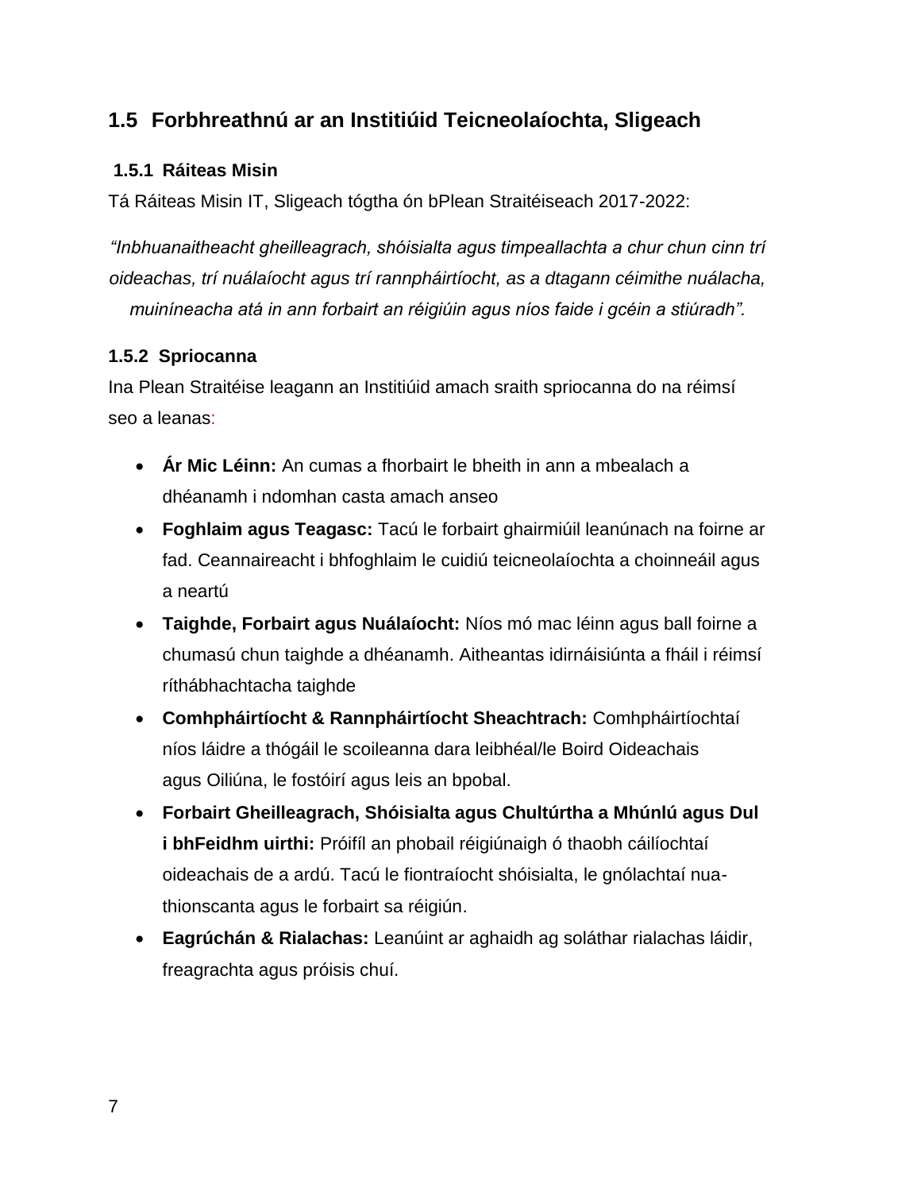## 1.5 Forbhreathnú ar an Institiúid Teicneolaíochta, Sligeach

### 1.5.1 Ráiteas Misin

Tá Ráiteas Misin IT, Sligeach tógtha ón bPlean Straitéiseach 2017-2022:

*"Inbhuanaitheacht gheilleagrach, shóisialta agus timpeallachta a chur chun cinn trí oideachas, trí nuálaíocht agus trí rannpháirtíocht, as a dtagann céimithe nuálacha, muiníneacha atá in ann forbairt an réigiúin agus níos faide i gcéin a stiúradh".*

### 1.5.2 Spriocanna

Ina Plean Straitéise leagann an Institiúid amach sraith spriocanna do na réimsí seo a leanas:

- **Ár Mic Léinn:** An cumas a fhorbairt le bheith in ann a mbealach a dhéanamh i ndomhan casta amach anseo
- **Foghlaim agus Teagasc:** Tacú le forbairt ghairmiúil leanúnach na foirne ar fad. Ceannaireacht i bhfoghlaim le cuidiú teicneolaíochta a choinneáil agus a neartú
- **Taighde, Forbairt agus Nuálaíocht:** Níos mó mac léinn agus ball foirne a chumasú chun taighde a dhéanamh. Aitheantas idirnáisiúnta a fháil i réimsí ríthábhachtacha taighde
- **Comhpháirtíocht & Rannpháirtíocht Sheachtrach:** Comhpháirtíochtaí níos láidre a thógáil le scoileanna dara leibhéal/le Boird Oideachais agus Oiliúna, le fostóirí agus leis an bpobal.
- **Forbairt Gheilleagrach, Shóisialta agus Chultúrtha a Mhúnlú agus Dul i bhFeidhm uirthi:** Próifíl an phobail réigiúnaigh ó thaobh cáilíochtaí oideachais de a ardú. Tacú le fiontraíocht shóisialta, le gnólachtaí nua-thionscanta agus le forbairt sa réigiún.
- **Eagrúchán & Rialachas:** Leanúint ar aghaidh ag soláthar rialachas láidir, freagrachta agus próisis chuí.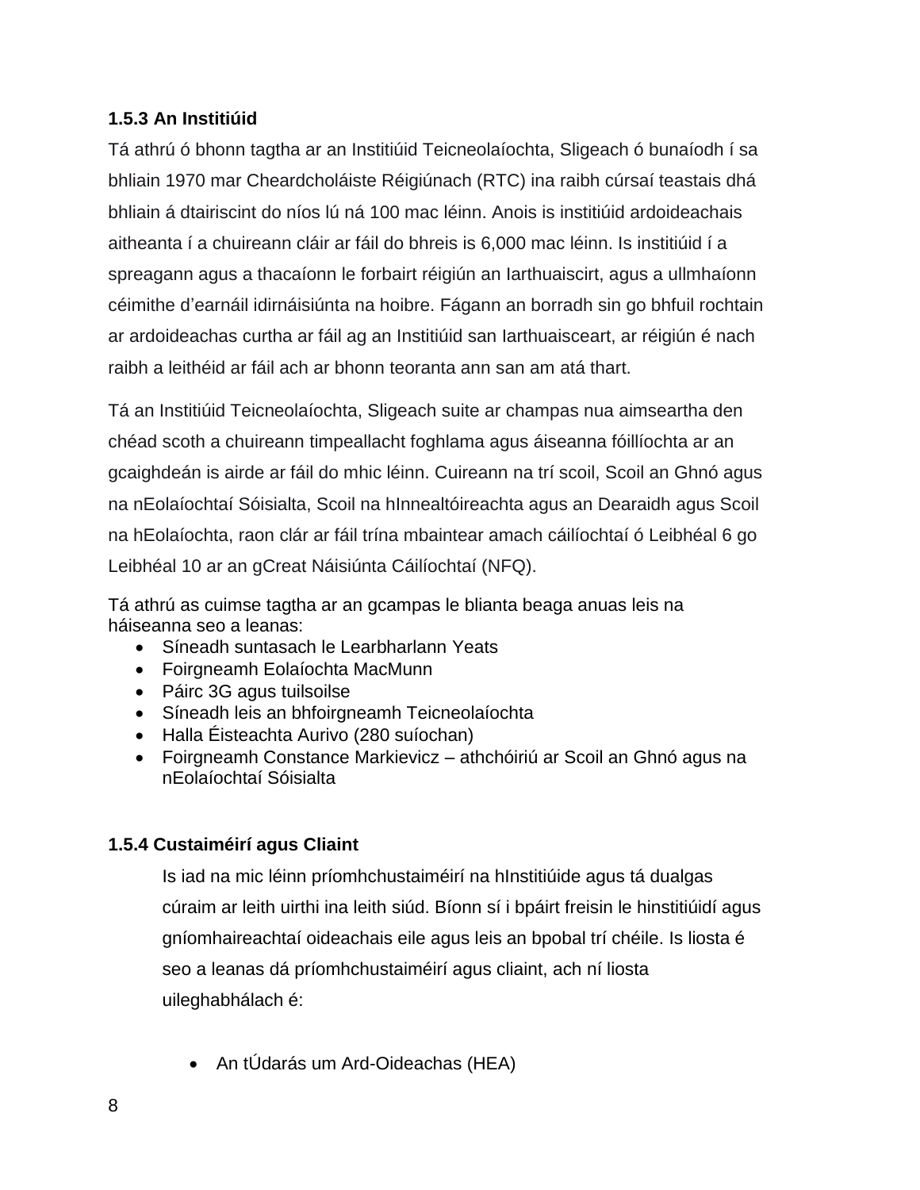### 1.5.3 An Institiúid

Tá athrú ó bhonn tagtha ar an Institiúid Teicneolaíochta, Sligeach ó bunaíodh í sa bhliain 1970 mar Cheardcholáiste Réigiúnach (RTC) ina raibh cúrsaí teastais dhá bhliain á dtairiscint do níos lú ná 100 mac léinn. Anois is institiúid ardoideachais aitheanta í a chuireann cláir ar fáil do bhreis is 6,000 mac léinn. Is institiúid í a spreagann agus a thacaíonn le forbairt réigiún an Iarthuaiscirt, agus a ullmhaíonn céimithe d'earnáil idirnáisiúnta na hoibre. Fágann an borradh sin go bhfuil rochtain ar ardoideachas curtha ar fáil ag an Institiúid san Iarthuaisceart, ar réigiún é nach raibh a leithéid ar fáil ach ar bhonn teoranta ann san am atá thart.

Tá an Institiúid Teicneolaíochta, Sligeach suite ar champas nua aimseartha den chéad scoth a chuireann timpeallacht foghlama agus áiseanna fóillíochta ar an gcaighdeán is airde ar fáil do mhic léinn. Cuireann na trí scoil, Scoil an Ghnó agus na nEolaíochtaí Sóisialta, Scoil na hInnealtóireachta agus an Dearaidh agus Scoil na hEolaíochta, raon clár ar fáil trína mbaintear amach cáilíochtaí ó Leibhéal 6 go Leibhéal 10 ar an gCreat Náisiúnta Cáilíochtaí (NFQ).

Tá athrú as cuimse tagtha ar an gcampas le blianta beaga anuas leis na háiseanna seo a leanas:

- Síneadh suntasach le Learbharlann Yeats
- Foirgneamh Eolaíochta MacMunn
- Páirc 3G agus tuilsoilse
- Síneadh leis an bhfoirgneamh Teicneolaíochta
- Halla Éisteachta Aurivo (280 suíochan)
- Foirgneamh Constance Markievicz – athchóiriú ar Scoil an Ghnó agus na nEolaíochtaí Sóisialta

### 1.5.4 Custaiméirí agus Cliaint

Is iad na mic léinn príomhchustaiméirí na hInstitiúide agus tá dualgas cúraim ar leith uirthi ina leith siúd. Bíonn sí i bpáirt freisin le hinstitiúidí agus gníomhaireachtaí oideachais eile agus leis an bpobal trí chéile. Is liosta é seo a leanas dá príomhchustaiméirí agus cliaint, ach ní liosta uileghabhálach é:

- An tÚdarás um Ard-Oideachas (HEA)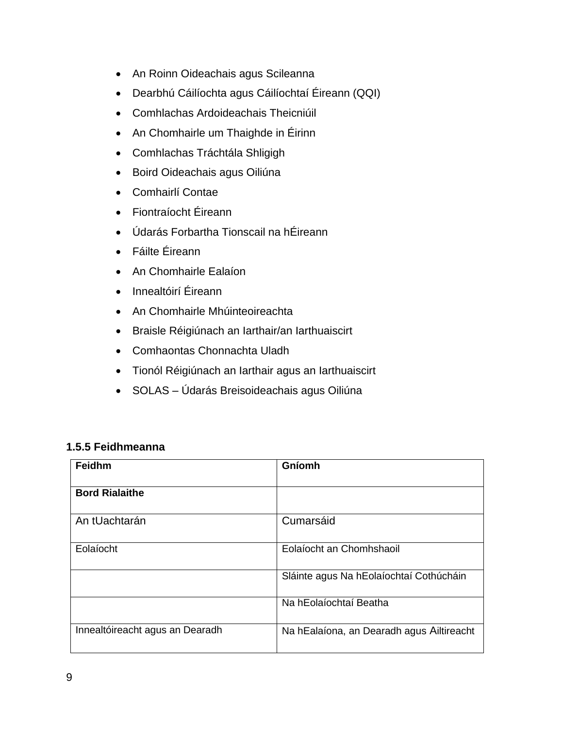- An Roinn Oideachais agus Scileanna
- Dearbhú Cáilíochta agus Cáilíochtaí Éireann (QQI)
- Comhlachas Ardoideachais Theicniúil
- An Chomhairle um Thaighde in Éirinn
- Comhlachas Tráchtála Shligigh
- Boird Oideachais agus Oiliúna
- Comhairlí Contae
- Fiontraíocht Éireann
- Údarás Forbartha Tionscail na hÉireann
- Fáilte Éireann
- An Chomhairle Ealaíon
- Innealtóirí Éireann
- An Chomhairle Mhúinteoireachta
- Braisle Réigiúnach an Iarthair/an Iarthuaiscirt
- Comhaontas Chonnachta Uladh
- Tionól Réigiúnach an Iarthair agus an Iarthuaiscirt
- SOLAS – Údarás Breisoideachais agus Oiliúna

### 1.5.5 Feidhmeanna

| Feidhm | Gníomh |
|---|---|
| **Bord Rialaithe** | |
| An tUachtarán | Cumarsáid |
| Eolaíocht | Eolaíocht an Chomhshaoil |
| | Sláinte agus Na hEolaíochtaí Cothúcháin |
| | Na hEolaíochtaí Beatha |
| Innealtóireacht agus an Dearadh | Na hEalaíona, an Dearadh agus Ailtireacht |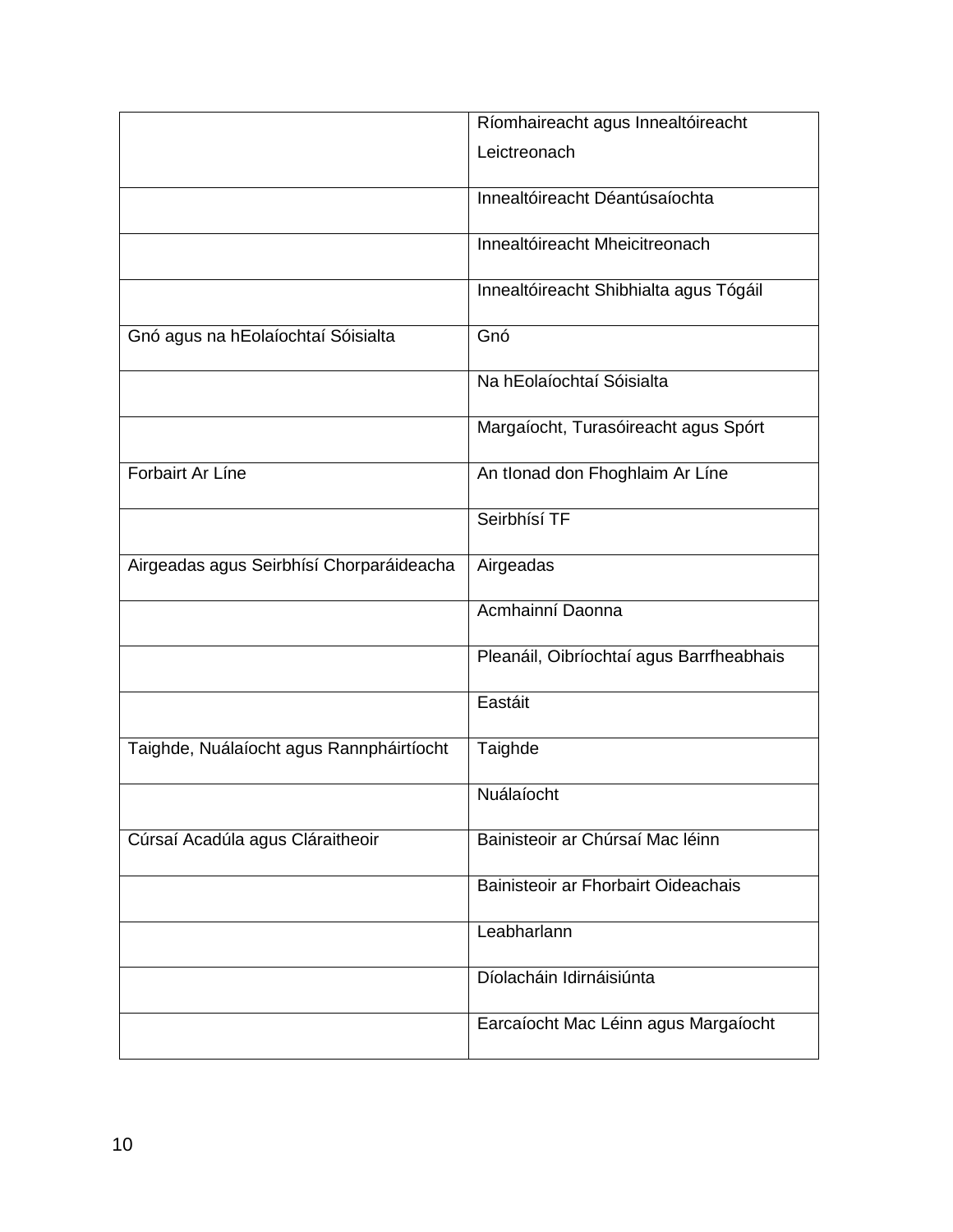| | |
|---|---|
| | Ríomhaireacht agus Innealtóireacht Leictreonach |
| | Innealtóireacht Déantúsaíochta |
| | Innealtóireacht Mheicitreonach |
| | Innealtóireacht Shibhialta agus Tógáil |
| Gnó agus na hEolaíochtaí Sóisialta | Gnó |
| | Na hEolaíochtaí Sóisialta |
| | Margaíocht, Turasóireacht agus Spórt |
| Forbairt Ar Líne | An tIonad don Fhoghlaim Ar Líne |
| | Seirbhísí TF |
| Airgeadas agus Seirbhísí Chorparáideacha | Airgeadas |
| | Acmhainní Daonna |
| | Pleanáil, Oibríochtaí agus Barrfheabhais |
| | Eastáit |
| Taighde, Nuálaíocht agus Rannpháirtíocht | Taighde |
| | Nuálaíocht |
| Cúrsaí Acadúla agus Cláraitheoir | Bainisteoir ar Chúrsaí Mac léinn |
| | Bainisteoir ar Fhorbairt Oideachais |
| | Leabharlann |
| | Díolacháin Idirnáisiúnta |
| | Earcaíocht Mac Léinn agus Margaíocht |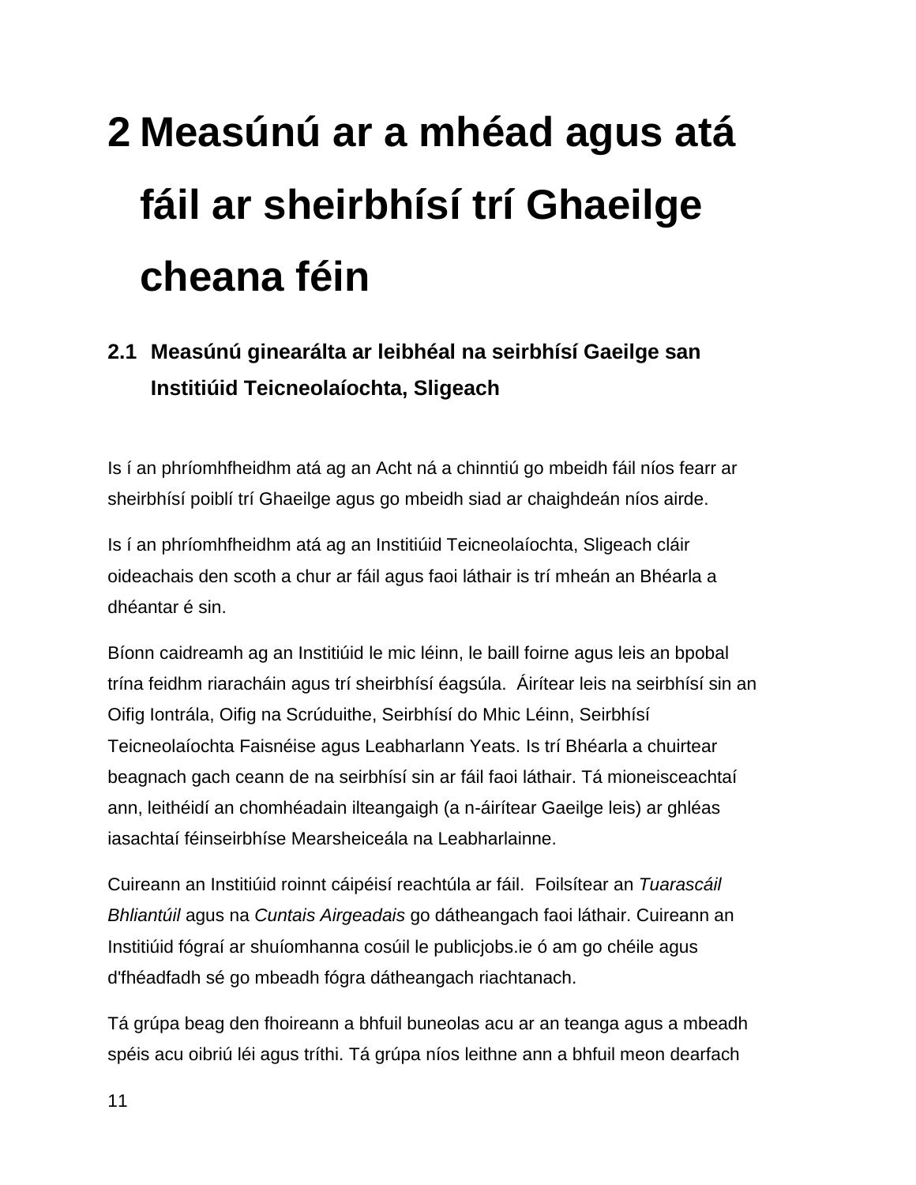# 2 Measúnú ar a mhéad agus atá fáil ar sheirbhísí trí Ghaeilge cheana féin

## 2.1 Measúnú ginearálta ar leibhéal na seirbhísí Gaeilge san Institiúid Teicneolaíochta, Sligeach

Is í an phríomhfheidhm atá ag an Acht ná a chinntiú go mbeidh fáil níos fearr ar sheirbhísí poiblí trí Ghaeilge agus go mbeidh siad ar chaighdeán níos airde.

Is í an phríomhfheidhm atá ag an Institiúid Teicneolaíochta, Sligeach cláir oideachais den scoth a chur ar fáil agus faoi láthair is trí mheán an Bhéarla a dhéantar é sin.

Bíonn caidreamh ag an Institiúid le mic léinn, le baill foirne agus leis an bpobal trína feidhm riaracháin agus trí sheirbhísí éagsúla. Áirítear leis na seirbhísí sin an Oifig Iontrála, Oifig na Scrúduithe, Seirbhísí do Mhic Léinn, Seirbhísí Teicneolaíochta Faisnéise agus Leabharlann Yeats. Is trí Bhéarla a chuirtear beagnach gach ceann de na seirbhísí sin ar fáil faoi láthair. Tá mioneisceachtaí ann, leithéidí an chomhéadain ilteangaigh (a n-áirítear Gaeilge leis) ar ghléas iasachtaí féinseirbhíse Mearsheiceála na Leabharlainne.

Cuireann an Institiúid roinnt cáipéisí reachtúla ar fáil. Foilsítear an *Tuarascáil Bhliantúil* agus na *Cuntais Airgeadais* go dátheangach faoi láthair. Cuireann an Institiúid fógraí ar shuíomhanna cosúil le publicjobs.ie ó am go chéile agus d'fhéadfadh sé go mbeadh fógra dátheangach riachtanach.

Tá grúpa beag den fhoireann a bhfuil buneolas acu ar an teanga agus a mbeadh spéis acu oibriú léi agus tríthi. Tá grúpa níos leithne ann a bhfuil meon dearfach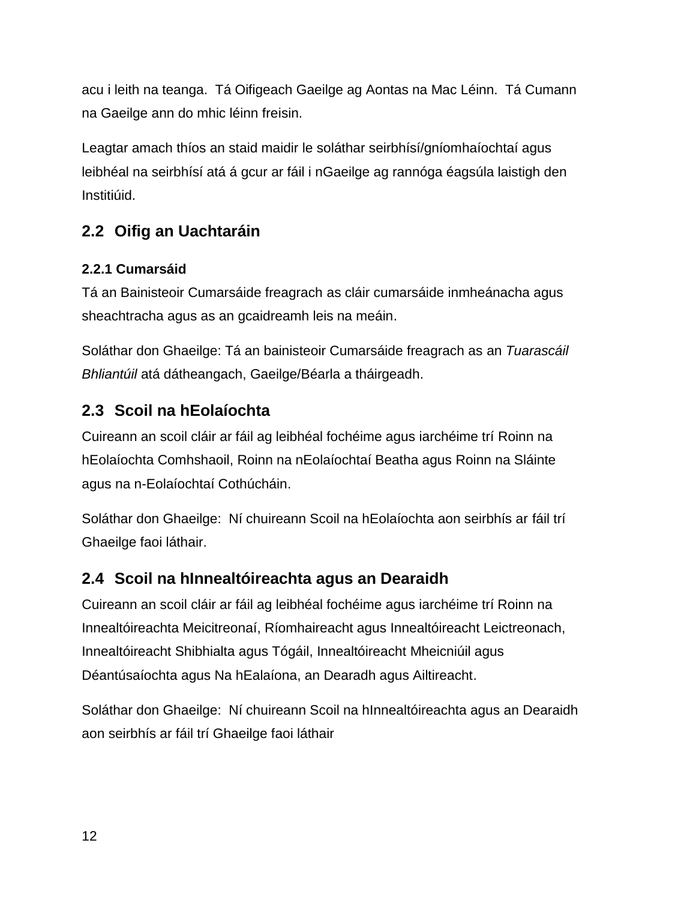acu i leith na teanga.  Tá Oifigeach Gaeilge ag Aontas na Mac Léinn.  Tá Cumann na Gaeilge ann do mhic léinn freisin.

Leagtar amach thíos an staid maidir le soláthar seirbhísí/gníomhaíochtaí agus leibhéal na seirbhísí atá á gcur ar fáil i nGaeilge ag rannóga éagsúla laistigh den Institiúid.

## 2.2 Oifig an Uachtaráin

### 2.2.1 Cumarsáid

Tá an Bainisteoir Cumarsáide freagrach as cláir cumarsáide inmheánacha agus sheachtracha agus as an gcaidreamh leis na meáin.

Soláthar don Ghaeilge: Tá an bainisteoir Cumarsáide freagrach as an *Tuarascáil Bhliantúil* atá dátheangach, Gaeilge/Béarla a tháirgeadh.

## 2.3 Scoil na hEolaíochta

Cuireann an scoil cláir ar fáil ag leibhéal fochéime agus iarchéime trí Roinn na hEolaíochta Comhshaoil, Roinn na nEolaíochtaí Beatha agus Roinn na Sláinte agus na n-Eolaíochtaí Cothúcháin.

Soláthar don Ghaeilge:  Ní chuireann Scoil na hEolaíochta aon seirbhís ar fáil trí Ghaeilge faoi láthair.

## 2.4 Scoil na hInnealtóireachta agus an Dearaidh

Cuireann an scoil cláir ar fáil ag leibhéal fochéime agus iarchéime trí Roinn na Innealtóireachta Meicitreonaí, Ríomhaireacht agus Innealtóireacht Leictreonach, Innealtóireacht Shibhialta agus Tógáil, Innealtóireacht Mheicniúil agus Déantúsaíochta agus Na hEalaíona, an Dearadh agus Ailtireacht.

Soláthar don Ghaeilge:  Ní chuireann Scoil na hInnealtóireachta agus an Dearaidh aon seirbhís ar fáil trí Ghaeilge faoi láthair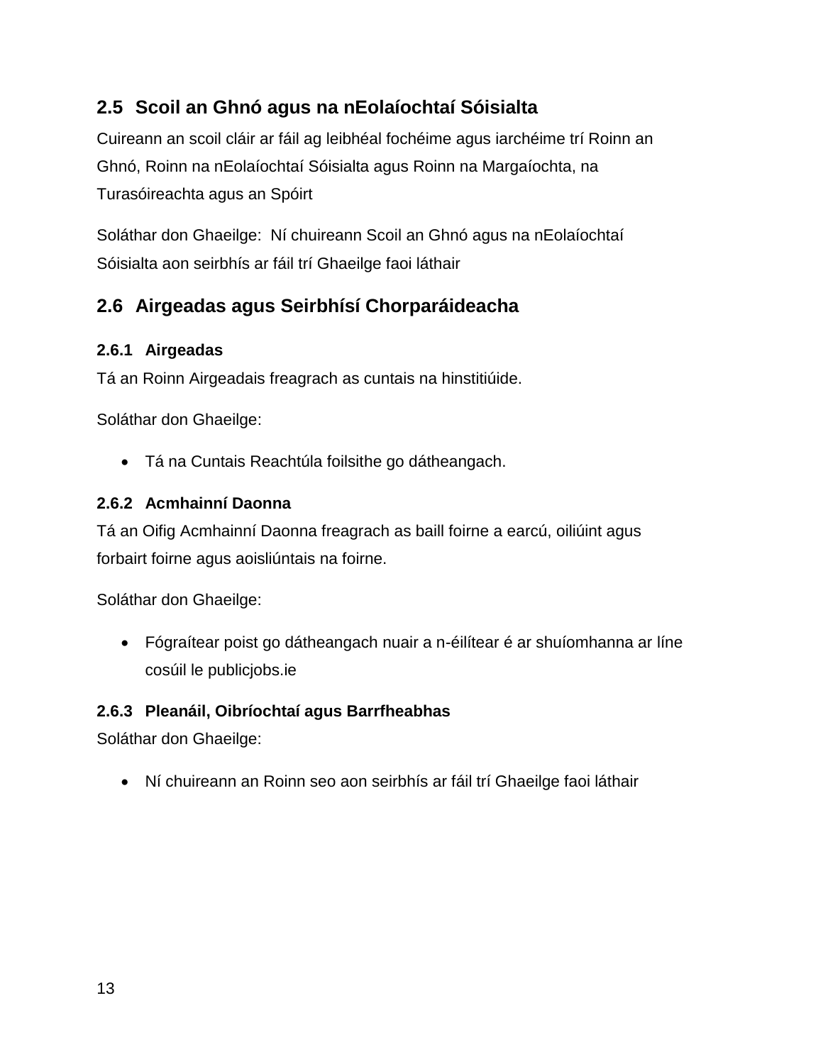## 2.5 Scoil an Ghnó agus na nEolaíochtaí Sóisialta

Cuireann an scoil cláir ar fáil ag leibhéal fochéime agus iarchéime trí Roinn an Ghnó, Roinn na nEolaíochtaí Sóisialta agus Roinn na Margaíochta, na Turasóireachta agus an Spóirt

Soláthar don Ghaeilge: Ní chuireann Scoil an Ghnó agus na nEolaíochtaí Sóisialta aon seirbhís ar fáil trí Ghaeilge faoi láthair

## 2.6 Airgeadas agus Seirbhísí Chorparáideacha

### 2.6.1 Airgeadas

Tá an Roinn Airgeadais freagrach as cuntais na hinstitiúide.

Soláthar don Ghaeilge:

- Tá na Cuntais Reachtúla foilsithe go dátheangach.

### 2.6.2 Acmhainní Daonna

Tá an Oifig Acmhainní Daonna freagrach as baill foirne a earcú, oiliúint agus forbairt foirne agus aoisliúntais na foirne.

Soláthar don Ghaeilge:

- Fógraítear poist go dátheangach nuair a n-éilítear é ar shuíomhanna ar líne cosúil le publicjobs.ie

### 2.6.3 Pleanáil, Oibríochtaí agus Barrfheabhas

Soláthar don Ghaeilge:

- Ní chuireann an Roinn seo aon seirbhís ar fáil trí Ghaeilge faoi láthair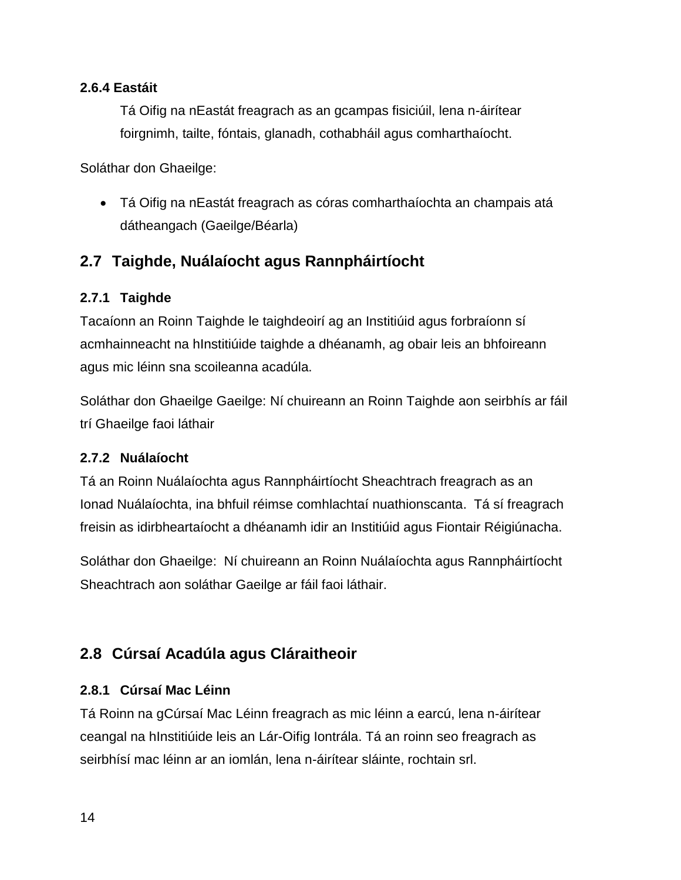#### 2.6.4 Eastáit

Tá Oifig na nEastát freagrach as an gcampas fisiciúil, lena n-áirítear foirgnimh, tailte, fóntais, glanadh, cothabháil agus comharthaíocht.

Soláthar don Ghaeilge:

- Tá Oifig na nEastát freagrach as córas comharthaíochta an champais atá dátheangach (Gaeilge/Béarla)

### 2.7 Taighde, Nuálaíocht agus Rannpháirtíocht

#### 2.7.1 Taighde

Tacaíonn an Roinn Taighde le taighdeoirí ag an Institiúid agus forbraíonn sí acmhainneacht na hInstitiúide taighde a dhéanamh, ag obair leis an bhfoireann agus mic léinn sna scoileanna acadúla.

Soláthar don Ghaeilge Gaeilge: Ní chuireann an Roinn Taighde aon seirbhís ar fáil trí Ghaeilge faoi láthair

#### 2.7.2 Nuálaíocht

Tá an Roinn Nuálaíochta agus Rannpháirtíocht Sheachtrach freagrach as an Ionad Nuálaíochta, ina bhfuil réimse comhlachtaí nuathionscanta. Tá sí freagrach freisin as idirbheartaíocht a dhéanamh idir an Institiúid agus Fiontair Réigiúnacha.

Soláthar don Ghaeilge: Ní chuireann an Roinn Nuálaíochta agus Rannpháirtíocht Sheachtrach aon soláthar Gaeilge ar fáil faoi láthair.

### 2.8 Cúrsaí Acadúla agus Cláraitheoir

#### 2.8.1 Cúrsaí Mac Léinn

Tá Roinn na gCúrsaí Mac Léinn freagrach as mic léinn a earcú, lena n-áirítear ceangal na hInstitiúide leis an Lár-Oifig Iontrála. Tá an roinn seo freagrach as seirbhísí mac léinn ar an iomlán, lena n-áirítear sláinte, rochtain srl.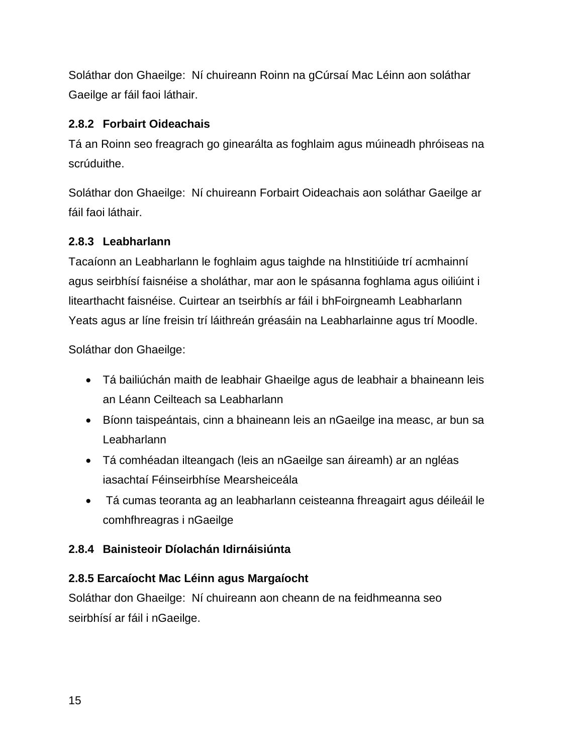Soláthar don Ghaeilge: Ní chuireann Roinn na gCúrsaí Mac Léinn aon soláthar Gaeilge ar fáil faoi láthair.

### 2.8.2 Forbairt Oideachais

Tá an Roinn seo freagrach go ginearálta as foghlaim agus múineadh phróiseas na scrúduithe.

Soláthar don Ghaeilge: Ní chuireann Forbairt Oideachais aon soláthar Gaeilge ar fáil faoi láthair.

### 2.8.3 Leabharlann

Tacaíonn an Leabharlann le foghlaim agus taighde na hInstitiúide trí acmhainní agus seirbhísí faisnéise a sholáthar, mar aon le spásanna foghlama agus oiliúint i litearthacht faisnéise. Cuirtear an tseirbhís ar fáil i bhFoirgneamh Leabharlann Yeats agus ar líne freisin trí láithreán gréasáin na Leabharlainne agus trí Moodle.

Soláthar don Ghaeilge:

- Tá bailiúchán maith de leabhair Ghaeilge agus de leabhair a bhaineann leis an Léann Ceilteach sa Leabharlann
- Bíonn taispeántais, cinn a bhaineann leis an nGaeilge ina measc, ar bun sa Leabharlann
- Tá comhéadan ilteangach (leis an nGaeilge san áireamh) ar an ngléas iasachtaí Féinseirbhíse Mearsheiceála
- Tá cumas teoranta ag an leabharlann ceisteanna fhreagairt agus déileáil le comhfhreagras i nGaeilge

### 2.8.4 Bainisteoir Díolachán Idirnáisiúnta

### 2.8.5 Earcaíocht Mac Léinn agus Margaíocht

Soláthar don Ghaeilge: Ní chuireann aon cheann de na feidhmeanna seo seirbhísí ar fáil i nGaeilge.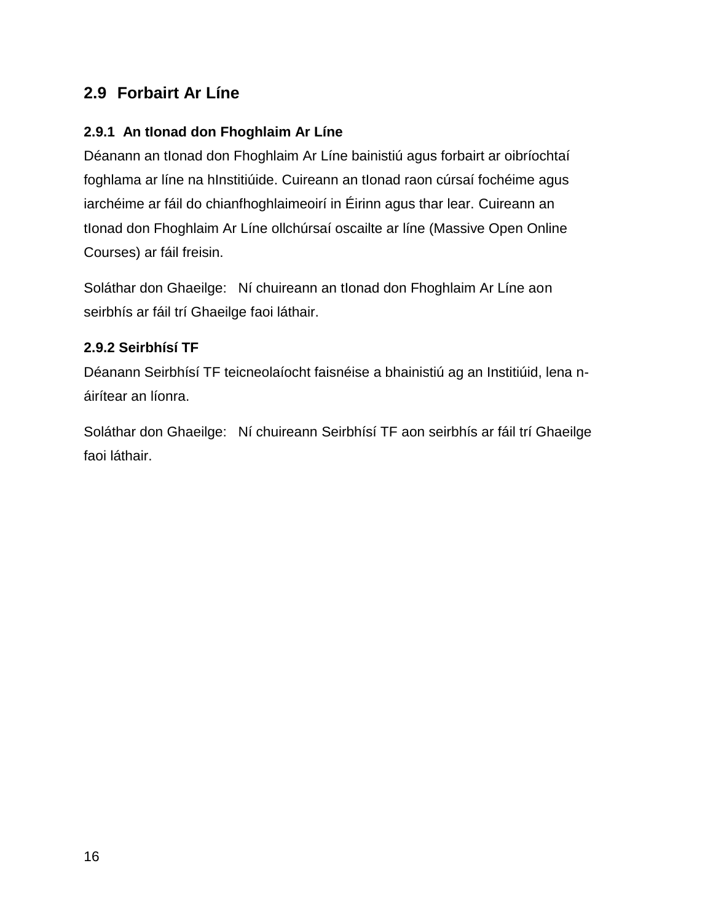## 2.9 Forbairt Ar Líne

### 2.9.1 An tIonad don Fhoghlaim Ar Líne

Déanann an tIonad don Fhoghlaim Ar Líne bainistiú agus forbairt ar oibríochtaí foghlama ar líne na hInstitiúide. Cuireann an tIonad raon cúrsaí fochéime agus iarchéime ar fáil do chianfhoghlaimeoirí in Éirinn agus thar lear. Cuireann an tIonad don Fhoghlaim Ar Líne ollchúrsaí oscailte ar líne (Massive Open Online Courses) ar fáil freisin.

Soláthar don Ghaeilge: Ní chuireann an tIonad don Fhoghlaim Ar Líne aon seirbhís ar fáil trí Ghaeilge faoi láthair.

### 2.9.2 Seirbhísí TF

Déanann Seirbhísí TF teicneolaíocht faisnéise a bhainistiú ag an Institiúid, lena n-áirítear an líonra.

Soláthar don Ghaeilge: Ní chuireann Seirbhísí TF aon seirbhís ar fáil trí Ghaeilge faoi láthair.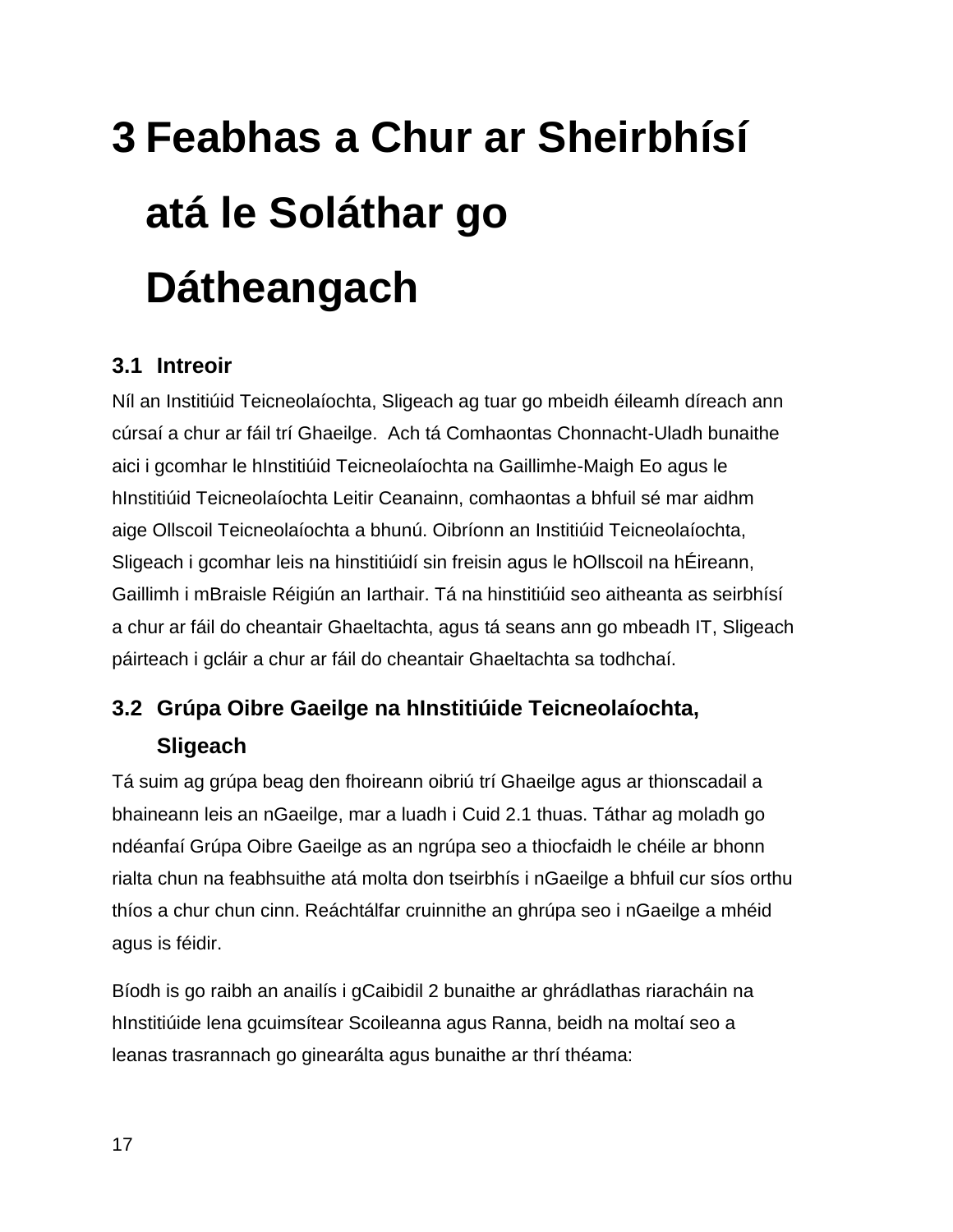# 3 Feabhas a Chur ar Sheirbhísí atá le Soláthar go Dátheangach

## 3.1 Intreoir

Níl an Institiúid Teicneolaíochta, Sligeach ag tuar go mbeidh éileamh díreach ann cúrsaí a chur ar fáil trí Ghaeilge. Ach tá Comhaontas Chonnacht-Uladh bunaithe aici i gcomhar le hInstitiúid Teicneolaíochta na Gaillimhe-Maigh Eo agus le hInstitiúid Teicneolaíochta Leitir Ceanainn, comhaontas a bhfuil sé mar aidhm aige Ollscoil Teicneolaíochta a bhunú. Oibríonn an Institiúid Teicneolaíochta, Sligeach i gcomhar leis na hinstitiúidí sin freisin agus le hOllscoil na hÉireann, Gaillimh i mBraisle Réigiún an Iarthair. Tá na hinstitiúid seo aitheanta as seirbhísí a chur ar fáil do cheantair Ghaeltachta, agus tá seans ann go mbeadh IT, Sligeach páirteach i gcláir a chur ar fáil do cheantair Ghaeltachta sa todhchaí.

## 3.2 Grúpa Oibre Gaeilge na hInstitiúide Teicneolaíochta, Sligeach

Tá suim ag grúpa beag den fhoireann oibriú trí Ghaeilge agus ar thionscadail a bhaineann leis an nGaeilge, mar a luadh i Cuid 2.1 thuas. Táthar ag moladh go ndéanfaí Grúpa Oibre Gaeilge as an ngrúpa seo a thiocfaidh le chéile ar bhonn rialta chun na feabhsuithe atá molta don tseirbhís i nGaeilge a bhfuil cur síos orthu thíos a chur chun cinn. Reáchtálfar cruinnithe an ghrúpa seo i nGaeilge a mhéid agus is féidir.

Bíodh is go raibh an anailís i gCaibidil 2 bunaithe ar ghrádlathas riaracháin na hInstitiúide lena gcuimsítear Scoileanna agus Ranna, beidh na moltaí seo a leanas trasrannach go ginearálta agus bunaithe ar thrí théama: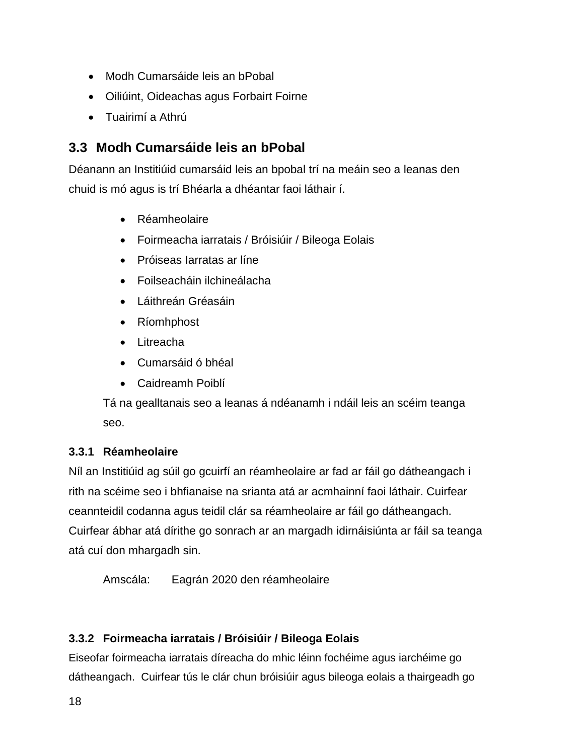- Modh Cumarsáide leis an bPobal
- Oiliúint, Oideachas agus Forbairt Foirne
- Tuairimí a Athrú

## 3.3 Modh Cumarsáide leis an bPobal

Déanann an Institiúid cumarsáid leis an bpobal trí na meáin seo a leanas den chuid is mó agus is trí Bhéarla a dhéantar faoi láthair í.

- Réamheolaire
- Foirmeacha iarratais / Bróisiúir / Bileoga Eolais
- Próiseas Iarratas ar líne
- Foilseacháin ilchineálacha
- Láithreán Gréasáin
- Ríomhphost
- Litreacha
- Cumarsáid ó bhéal
- Caidreamh Poiblí

Tá na gealltanais seo a leanas á ndéanamh i ndáil leis an scéim teanga seo.

### 3.3.1 Réamheolaire

Níl an Institiúid ag súil go gcuirfí an réamheolaire ar fad ar fáil go dátheangach i rith na scéime seo i bhfianaise na srianta atá ar acmhainní faoi láthair. Cuirfear ceannteidil codanna agus teidil clár sa réamheolaire ar fáil go dátheangach. Cuirfear ábhar atá dírithe go sonrach ar an margadh idirnáisiúnta ar fáil sa teanga atá cuí don mhargadh sin.

Amscála: Eagrán 2020 den réamheolaire

### 3.3.2 Foirmeacha iarratais / Bróisiúir / Bileoga Eolais

Eiseofar foirmeacha iarratais díreacha do mhic léinn fochéime agus iarchéime go dátheangach. Cuirfear tús le clár chun bróisiúir agus bileoga eolais a thairgeadh go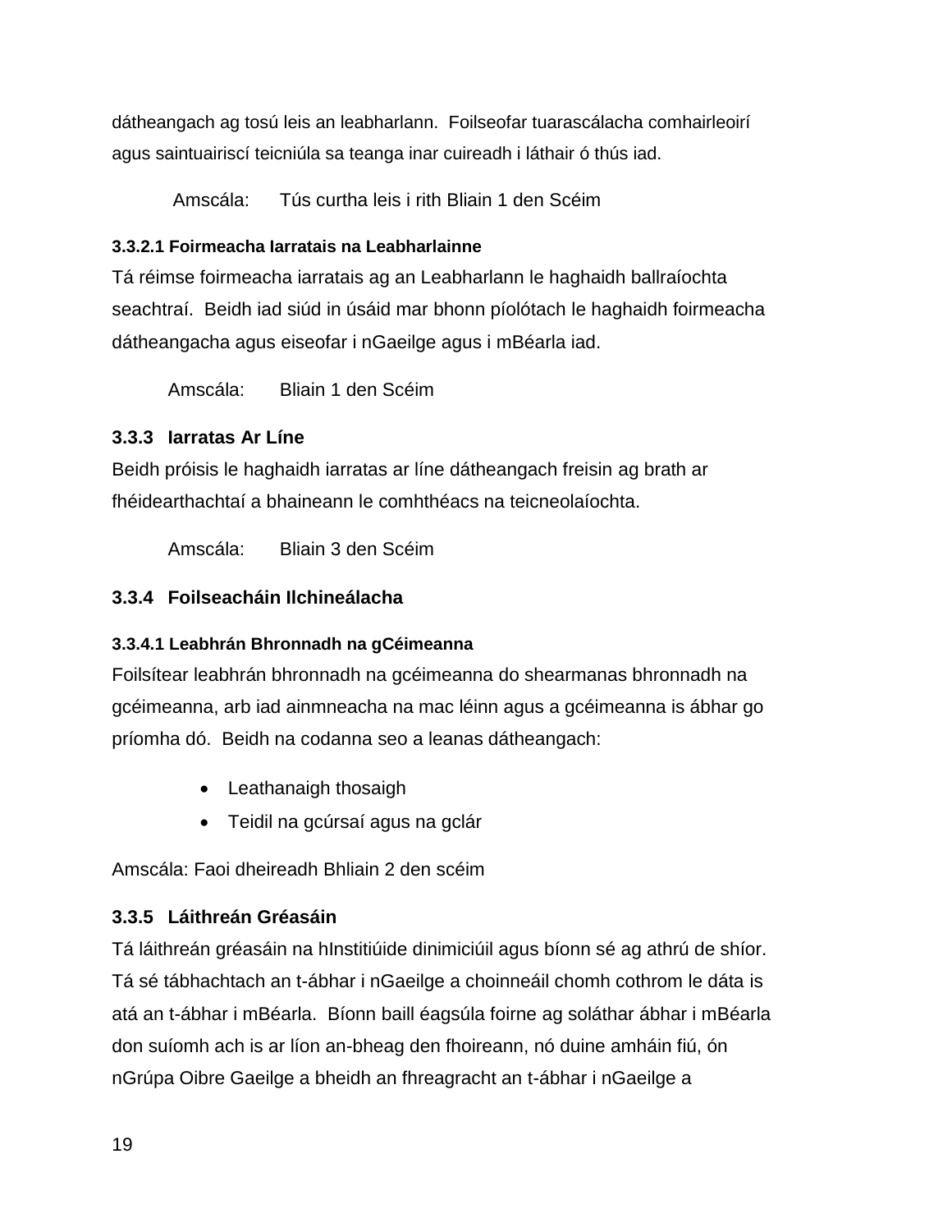dátheangach ag tosú leis an leabharlann. Foilseofar tuarascálacha comhairleoirí agus saintuairiscí teicniúla sa teanga inar cuireadh i láthair ó thús iad.

Amscála: Tús curtha leis i rith Bliain 1 den Scéim

#### 3.3.2.1 Foirmeacha Iarratais na Leabharlainne

Tá réimse foirmeacha iarratais ag an Leabharlann le haghaidh ballraíochta seachtraí. Beidh iad siúd in úsáid mar bhonn píolótach le haghaidh foirmeacha dátheangacha agus eiseofar i nGaeilge agus i mBéarla iad.

Amscála: Bliain 1 den Scéim

### 3.3.3 Iarratas Ar Líne

Beidh próisis le haghaidh iarratas ar líne dátheangach freisin ag brath ar fhéidearthachtaí a bhaineann le comhthéacs na teicneolaíochta.

Amscála: Bliain 3 den Scéim

### 3.3.4 Foilseacháin Ilchineálacha

#### 3.3.4.1 Leabhrán Bhronnadh na gCéimeanna

Foilsítear leabhrán bhronnadh na gcéimeanna do shearmanas bhronnadh na gcéimeanna, arb iad ainmneacha na mac léinn agus a gcéimeanna is ábhar go príomha dó. Beidh na codanna seo a leanas dátheangach:

- Leathanaigh thosaigh
- Teidil na gcúrsaí agus na gclár

Amscála: Faoi dheireadh Bhliain 2 den scéim

### 3.3.5 Láithreán Gréasáin

Tá láithreán gréasáin na hInstitiúide dinimiciúil agus bíonn sé ag athrú de shíor. Tá sé tábhachtach an t-ábhar i nGaeilge a choinneáil chomh cothrom le dáta is atá an t-ábhar i mBéarla. Bíonn baill éagsúla foirne ag soláthar ábhar i mBéarla don suíomh ach is ar líon an-bheag den fhoireann, nó duine amháin fiú, ón nGrúpa Oibre Gaeilge a bheidh an fhreagracht an t-ábhar i nGaeilge a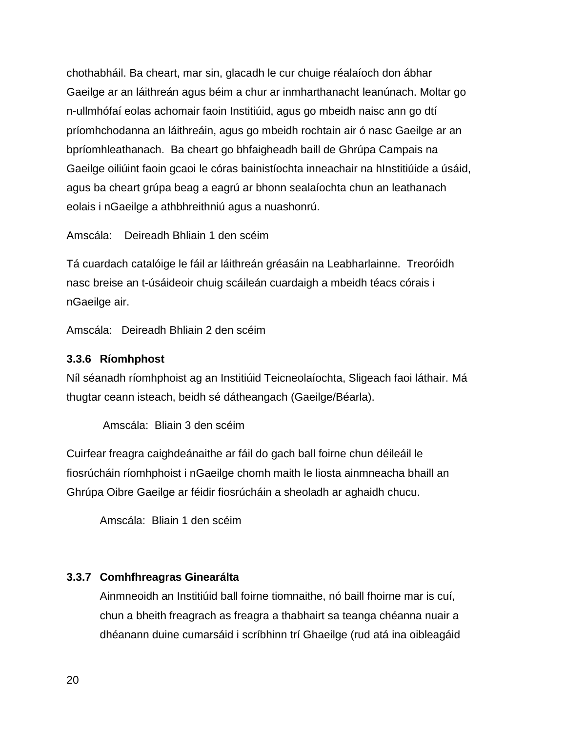chothabháil. Ba cheart, mar sin, glacadh le cur chuige réalaíoch don ábhar Gaeilge ar an láithreán agus béim a chur ar inmharthanacht leanúnach. Moltar go n-ullmhófaí eolas achomair faoin Institiúid, agus go mbeidh naisc ann go dtí príomhchodanna an láithreáin, agus go mbeidh rochtain air ó nasc Gaeilge ar an bpríomhleathanach. Ba cheart go bhfaigheadh baill de Ghrúpa Campais na Gaeilge oiliúint faoin gcaoi le córas bainistíochta inneachair na hInstitiúide a úsáid, agus ba cheart grúpa beag a eagrú ar bhonn sealaíochta chun an leathanach eolais i nGaeilge a athbhreithniú agus a nuashonrú.

Amscála: Deireadh Bhliain 1 den scéim

Tá cuardach catalóige le fáil ar láithreán gréasáin na Leabharlainne. Treoróidh nasc breise an t-úsáideoir chuig scáileán cuardaigh a mbeidh téacs córais i nGaeilge air.

Amscála: Deireadh Bhliain 2 den scéim

### 3.3.6 Ríomhphost

Níl séanadh ríomhphoist ag an Institiúid Teicneolaíochta, Sligeach faoi láthair. Má thugtar ceann isteach, beidh sé dátheangach (Gaeilge/Béarla).

Amscála: Bliain 3 den scéim

Cuirfear freagra caighdeánaithe ar fáil do gach ball foirne chun déileáil le fiosrúcháin ríomhphoist i nGaeilge chomh maith le liosta ainmneacha bhaill an Ghrúpa Oibre Gaeilge ar féidir fiosrúcháin a sheoladh ar aghaidh chucu.

Amscála: Bliain 1 den scéim

### 3.3.7 Comhfhreagras Ginearálta

Ainmneoidh an Institiúid ball foirne tiomnaithe, nó baill fhoirne mar is cuí, chun a bheith freagrach as freagra a thabhairt sa teanga chéanna nuair a dhéanann duine cumarsáid i scríbhinn trí Ghaeilge (rud atá ina oibleagáid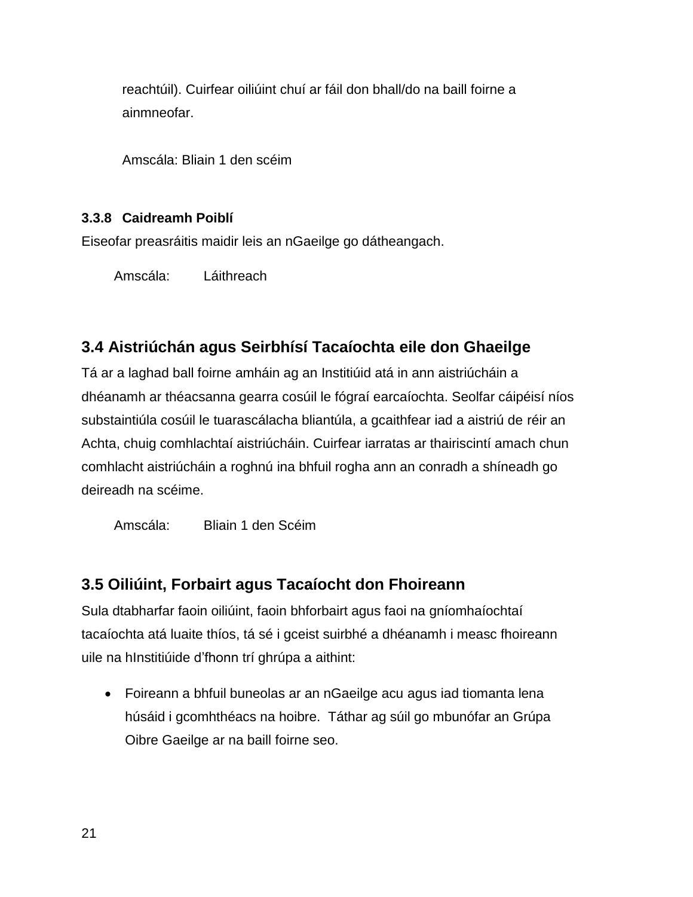reachtúil). Cuirfear oiliúint chuí ar fáil don bhall/do na baill foirne a ainmneofar.

Amscála: Bliain 1 den scéim

#### 3.3.8 Caidreamh Poiblí

Eiseofar preasráitis maidir leis an nGaeilge go dátheangach.

Amscála: Láithreach

### 3.4 Aistriúchán agus Seirbhísí Tacaíochta eile don Ghaeilge

Tá ar a laghad ball foirne amháin ag an Institiúid atá in ann aistriúcháin a dhéanamh ar théacsanna gearra cosúil le fógraí earcaíochta. Seolfar cáipéisí níos substaintiúla cosúil le tuarascálacha bliantúla, a gcaithfear iad a aistriú de réir an Achta, chuig comhlachtaí aistriúcháin. Cuirfear iarratas ar thairiscintí amach chun comhlacht aistriúcháin a roghnú ina bhfuil rogha ann an conradh a shíneadh go deireadh na scéime.

Amscála: Bliain 1 den Scéim

### 3.5 Oiliúint, Forbairt agus Tacaíocht don Fhoireann

Sula dtabharfar faoin oiliúint, faoin bhforbairt agus faoi na gníomhaíochtaí tacaíochta atá luaite thíos, tá sé i gceist suirbhé a dhéanamh i measc fhoireann uile na hInstitiúide d'fhonn trí ghrúpa a aithint:

- Foireann a bhfuil buneolas ar an nGaeilge acu agus iad tiomanta lena húsáid i gcomhthéacs na hoibre. Táthar ag súil go mbunófar an Grúpa Oibre Gaeilge ar na baill foirne seo.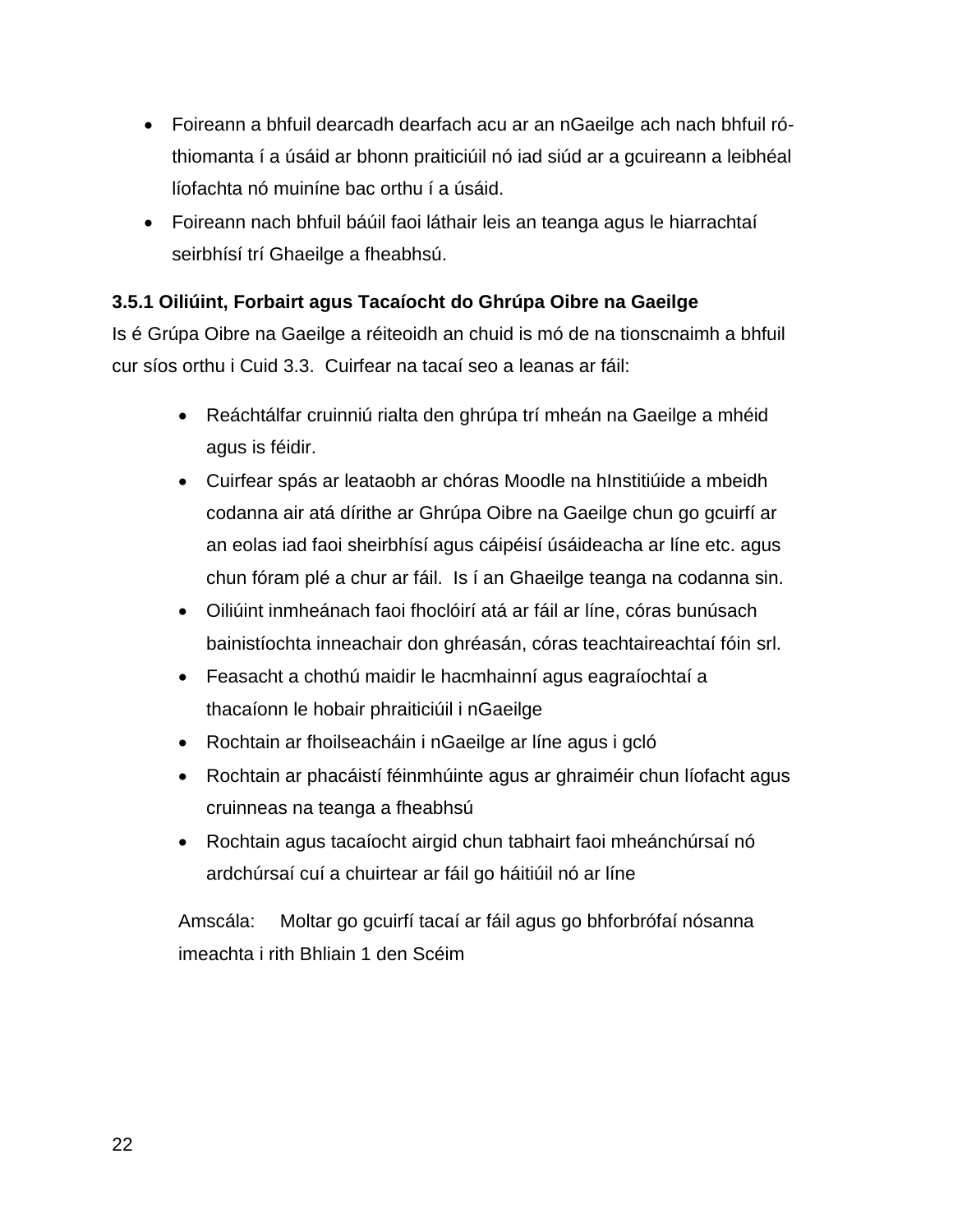- Foireann a bhfuil dearcadh dearfach acu ar an nGaeilge ach nach bhfuil ró-thiomanta í a úsáid ar bhonn praiticiúil nó iad siúd ar a gcuireann a leibhéal líofachta nó muiníne bac orthu í a úsáid.
- Foireann nach bhfuil báúil faoi láthair leis an teanga agus le hiarrachtaí seirbhísí trí Ghaeilge a fheabhsú.

### 3.5.1 Oiliúint, Forbairt agus Tacaíocht do Ghrúpa Oibre na Gaeilge

Is é Grúpa Oibre na Gaeilge a réiteoidh an chuid is mó de na tionscnaimh a bhfuil cur síos orthu i Cuid 3.3. Cuirfear na tacaí seo a leanas ar fáil:

- Reáchtálfar cruinniú rialta den ghrúpa trí mheán na Gaeilge a mhéid agus is féidir.
- Cuirfear spás ar leataobh ar chóras Moodle na hInstitiúide a mbeidh codanna air atá dírithe ar Ghrúpa Oibre na Gaeilge chun go gcuirfí ar an eolas iad faoi sheirbhísí agus cáipéisí úsáideacha ar líne etc. agus chun fóram plé a chur ar fáil. Is í an Ghaeilge teanga na codanna sin.
- Oiliúint inmheánach faoi fhoclóirí atá ar fáil ar líne, córas bunúsach bainistíochta inneachair don ghréasán, córas teachtaireachtaí fóin srl.
- Feasacht a chothú maidir le hacmhainní agus eagraíochtaí a thacaíonn le hobair phraiticiúil i nGaeilge
- Rochtain ar fhoilseacháin i nGaeilge ar líne agus i gcló
- Rochtain ar phacáistí féinmhúinte agus ar ghraiméir chun líofacht agus cruinneas na teanga a fheabhsú
- Rochtain agus tacaíocht airgid chun tabhairt faoi mheánchúrsaí nó ardchúrsaí cuí a chuirtear ar fáil go háitiúil nó ar líne

Amscála: Moltar go gcuirfí tacaí ar fáil agus go bhforbrófaí nósanna imeachta i rith Bhliain 1 den Scéim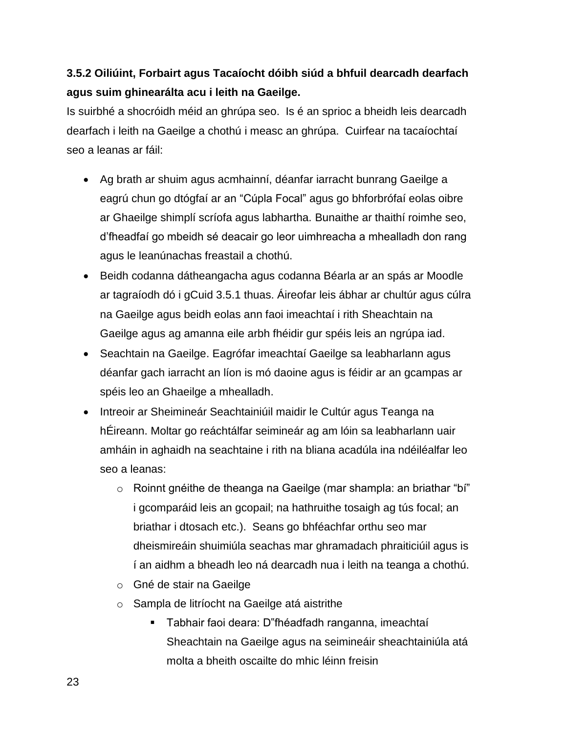**3.5.2 Oiliúint, Forbairt agus Tacaíocht dóibh siúd a bhfuil dearcadh dearfach agus suim ghinearálta acu i leith na Gaeilge.**

Is suirbhé a shocróidh méid an ghrúpa seo. Is é an sprioc a bheidh leis dearcadh dearfach i leith na Gaeilge a chothú i measc an ghrúpa. Cuirfear na tacaíochtaí seo a leanas ar fáil:

- Ag brath ar shuim agus acmhainní, déanfar iarracht bunrang Gaeilge a eagrú chun go dtógfaí ar an "Cúpla Focal" agus go bhforbrófaí eolas oibre ar Ghaeilge shimplí scríofa agus labhartha. Bunaithe ar thaithí roimhe seo, d'fheadfaí go mbeidh sé deacair go leor uimhreacha a mhealladh don rang agus le leanúnachas freastail a chothú.
- Beidh codanna dátheangacha agus codanna Béarla ar an spás ar Moodle ar tagraíodh dó i gCuid 3.5.1 thuas. Áireofar leis ábhar ar chultúr agus cúlra na Gaeilge agus beidh eolas ann faoi imeachtaí i rith Sheachtain na Gaeilge agus ag amanna eile arbh fhéidir gur spéis leis an ngrúpa iad.
- Seachtain na Gaeilge. Eagrófar imeachtaí Gaeilge sa leabharlann agus déanfar gach iarracht an líon is mó daoine agus is féidir ar an gcampas ar spéis leo an Ghaeilge a mhealladh.
- Intreoir ar Sheimineár Seachtainiúil maidir le Cultúr agus Teanga na hÉireann. Moltar go reáchtálfar seimineár ag am lóin sa leabharlann uair amháin in aghaidh na seachtaine i rith na bliana acadúla ina ndéiléalfar leo seo a leanas:
    - Roinnt gnéithe de theanga na Gaeilge (mar shampla: an briathar "bí" i gcomparáid leis an gcopail; na hathruithe tosaigh ag tús focal; an briathar i dtosach etc.). Seans go bhféachfar orthu seo mar dheismireáin shuimiúla seachas mar ghramadach phraiticiúil agus is í an aidhm a bheadh leo ná dearcadh nua i leith na teanga a chothú.
    - Gné de stair na Gaeilge
    - Sampla de litríocht na Gaeilge atá aistrithe
        - Tabhair faoi deara: D"fhéadfadh ranganna, imeachtaí Sheachtain na Gaeilge agus na seimineáir sheachtainiúla atá molta a bheith oscailte do mhic léinn freisin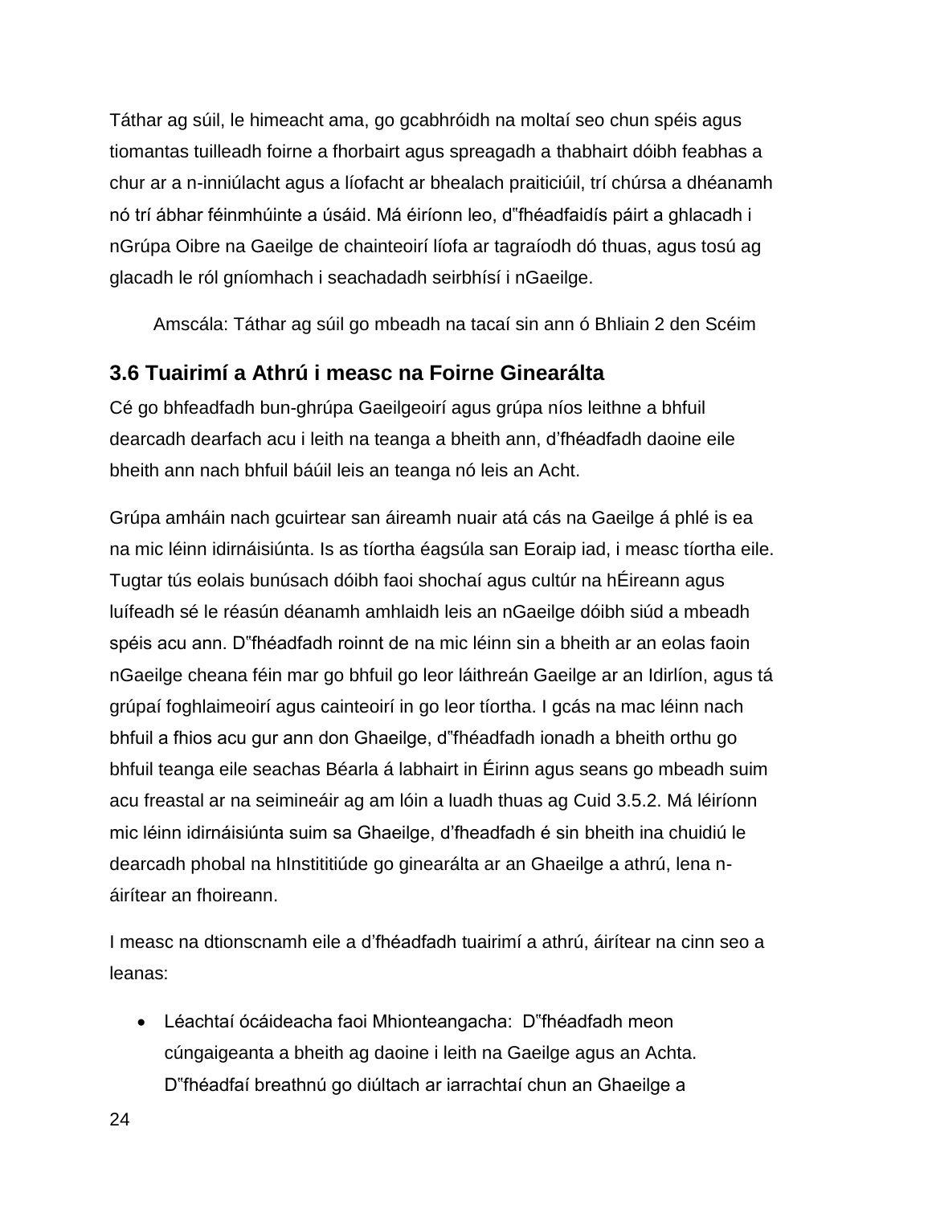Táthar ag súil, le himeacht ama, go gcabhróidh na moltaí seo chun spéis agus tiomantas tuilleadh foirne a fhorbairt agus spreagadh a thabhairt dóibh feabhas a chur ar a n-inniúlacht agus a líofacht ar bhealach praiticiúil, trí chúrsa a dhéanamh nó trí ábhar féinmhúinte a úsáid. Má éiríonn leo, d�much fhéadfaidís páirt a ghlacadh i nGrúpa Oibre na Gaeilge de chainteoirí líofa ar tagraíodh dó thuas, agus tosú ag glacadh le ról gníomhach i seachadadh seirbhísí i nGaeilge.

Amscála: Táthar ag súil go mbeadh na tacaí sin ann ó Bhliain 2 den Scéim

## 3.6 Tuairimí a Athrú i measc na Foirne Ginearálta

Cé go bhfeadfadh bun-ghrúpa Gaeilgeoirí agus grúpa níos leithne a bhfuil dearcadh dearfach acu i leith na teanga a bheith ann, d'fhéadfadh daoine eile bheith ann nach bhfuil báúil leis an teanga nó leis an Acht.

Grúpa amháin nach gcuirtear san áireamh nuair atá cás na Gaeilge á phlé is ea na mic léinn idirnáisiúnta. Is as tíortha éagsúla san Eoraip iad, i measc tíortha eile. Tugtar tús eolais bunúsach dóibh faoi shochaí agus cultúr na hÉireann agus luífeadh sé le réasún déanamh amhlaidh leis an nGaeilge dóibh siúd a mbeadh spéis acu ann. D‟fhéadfadh roinnt de na mic léinn sin a bheith ar an eolas faoin nGaeilge cheana féin mar go bhfuil go leor láithreán Gaeilge ar an Idirlíon, agus tá grúpaí foghlaimeoirí agus cainteoirí in go leor tíortha. I gcás na mac léinn nach bhfuil a fhios acu gur ann don Ghaeilge, d‟fhéadfadh ionadh a bheith orthu go bhfuil teanga eile seachas Béarla á labhairt in Éirinn agus seans go mbeadh suim acu freastal ar na seimineáir ag am lóin a luadh thuas ag Cuid 3.5.2. Má léiríonn mic léinn idirnáisiúnta suim sa Ghaeilge, d'fheadfadh é sin bheith ina chuidiú le dearcadh phobal na hInstititiúde go ginearálta ar an Ghaeilge a athrú, lena n-áirítear an fhoireann.

I measc na dtionscnamh eile a d'fhéadfadh tuairimí a athrú, áirítear na cinn seo a leanas:

- Léachtaí ócáideacha faoi Mhionteangacha: D‟fhéadfadh meon cúngaigeanta a bheith ag daoine i leith na Gaeilge agus an Achta. D‟fhéadfaí breathnú go diúltach ar iarrachtaí chun an Ghaeilge a

Táthar ag súil, le himeacht ama, go gcabhróidh na moltaí seo chun spéis agus tiomantas tuilleadh foirne a fhorbairt agus spreagadh a thabhairt dóibh feabhas a chur ar a n-inniúlacht agus a líofacht ar bhealach praiticiúil, trí chúrsa a dhéanamh nó trí ábhar féinmhúinte a úsáid. Má éiríonn leo, d‟fhéadfaidís páirt a ghlacadh i nGrúpa Oibre na Gaeilge de chainteoirí líofa ar tagraíodh dó thuas, agus tosú ag glacadh le ról gníomhach i seachadadh seirbhísí i nGaeilge.

Amscála: Táthar ag súil go mbeadh na tacaí sin ann ó Bhliain 2 den Scéim

## 3.6 Tuairimí a Athrú i measc na Foirne Ginearálta

Cé go bhfeadfadh bun-ghrúpa Gaeilgeoirí agus grúpa níos leithne a bhfuil dearcadh dearfach acu i leith na teanga a bheith ann, d'fhéadfadh daoine eile bheith ann nach bhfuil báúil leis an teanga nó leis an Acht.

Grúpa amháin nach gcuirtear san áireamh nuair atá cás na Gaeilge á phlé is ea na mic léinn idirnáisiúnta. Is as tíortha éagsúla san Eoraip iad, i measc tíortha eile. Tugtar tús eolais bunúsach dóibh faoi shochaí agus cultúr na hÉireann agus luífeadh sé le réasún déanamh amhlaidh leis an nGaeilge dóibh siúd a mbeadh spéis acu ann. D‟fhéadfadh roinnt de na mic léinn sin a bheith ar an eolas faoin nGaeilge cheana féin mar go bhfuil go leor láithreán Gaeilge ar an Idirlíon, agus tá grúpaí foghlaimeoirí agus cainteoirí in go leor tíortha. I gcás na mac léinn nach bhfuil a fhios acu gur ann don Ghaeilge, d‟fhéadfadh ionadh a bheith orthu go bhfuil teanga eile seachas Béarla á labhairt in Éirinn agus seans go mbeadh suim acu freastal ar na seimineáir ag am lóin a luadh thuas ag Cuid 3.5.2. Má léiríonn mic léinn idirnáisiúnta suim sa Ghaeilge, d'fheadfadh é sin bheith ina chuidiú le dearcadh phobal na hInstititiúde go ginearálta ar an Ghaeilge a athrú, lena n-áirítear an fhoireann.

I measc na dtionscnamh eile a d'fhéadfadh tuairimí a athrú, áirítear na cinn seo a leanas:

- Léachtaí ócáideacha faoi Mhionteangacha: D‟fhéadfadh meon cúngaigeanta a bheith ag daoine i leith na Gaeilge agus an Achta. D‟fhéadfaí breathnú go diúltach ar iarrachtaí chun an Ghaeilge a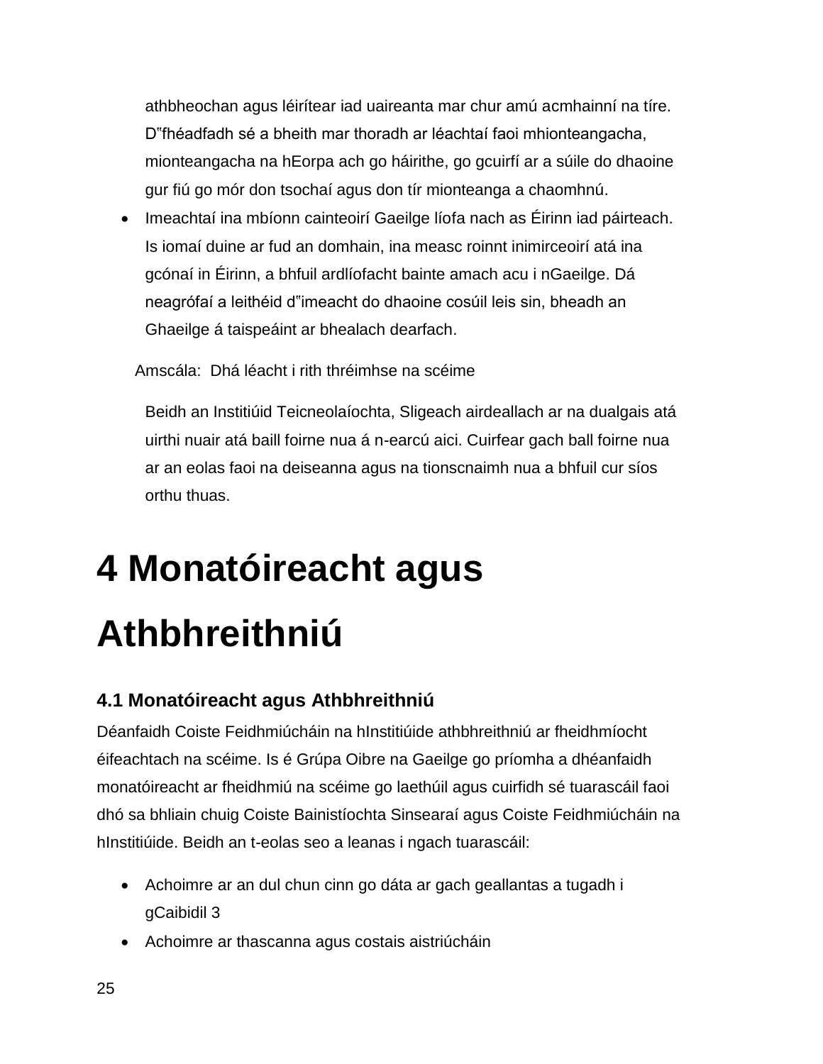athbheochan agus léirítear iad uaireanta mar chur amú acmhainní na tíre. D‟fhéadfadh sé a bheith mar thoradh ar léachtaí faoi mhionteangacha, mionteangacha na hEorpa ach go háirithe, go gcuirfí ar a súile do dhaoine gur fiú go mór don tsochaí agus don tír mionteanga a chaomhnú.

- Imeachtaí ina mbíonn cainteoirí Gaeilge líofa nach as Éirinn iad páirteach. Is iomaí duine ar fud an domhain, ina measc roinnt inimirceoirí atá ina gcónaí in Éirinn, a bhfuil ardlíofacht bainte amach acu i nGaeilge. Dá neagrófaí a leithéid d‟imeacht do dhaoine cosúil leis sin, bheadh an Ghaeilge á taispeáint ar bhealach dearfach.

Amscála: Dhá léacht i rith thréimhse na scéime

Beidh an Institiúid Teicneolaíochta, Sligeach airdeallach ar na dualgais atá uirthi nuair atá baill foirne nua á n-earcú aici. Cuirfear gach ball foirne nua ar an eolas faoi na deiseanna agus na tionscnaimh nua a bhfuil cur síos orthu thuas.

# 4 Monatóireacht agus Athbhreithniú

## 4.1 Monatóireacht agus Athbhreithniú

Déanfaidh Coiste Feidhmiúcháin na hInstitiúide athbhreithniú ar fheidhmíocht éifeachtach na scéime. Is é Grúpa Oibre na Gaeilge go príomha a dhéanfaidh monatóireacht ar fheidhmiú na scéime go laethúil agus cuirfidh sé tuarascáil faoi dhó sa bhliain chuig Coiste Bainistíochta Sinsearaí agus Coiste Feidhmiúcháin na hInstitiúide. Beidh an t-eolas seo a leanas i ngach tuarascáil:

- Achoimre ar an dul chun cinn go dáta ar gach geallantas a tugadh i gCaibidil 3
- Achoimre ar thascanna agus costais aistriúcháin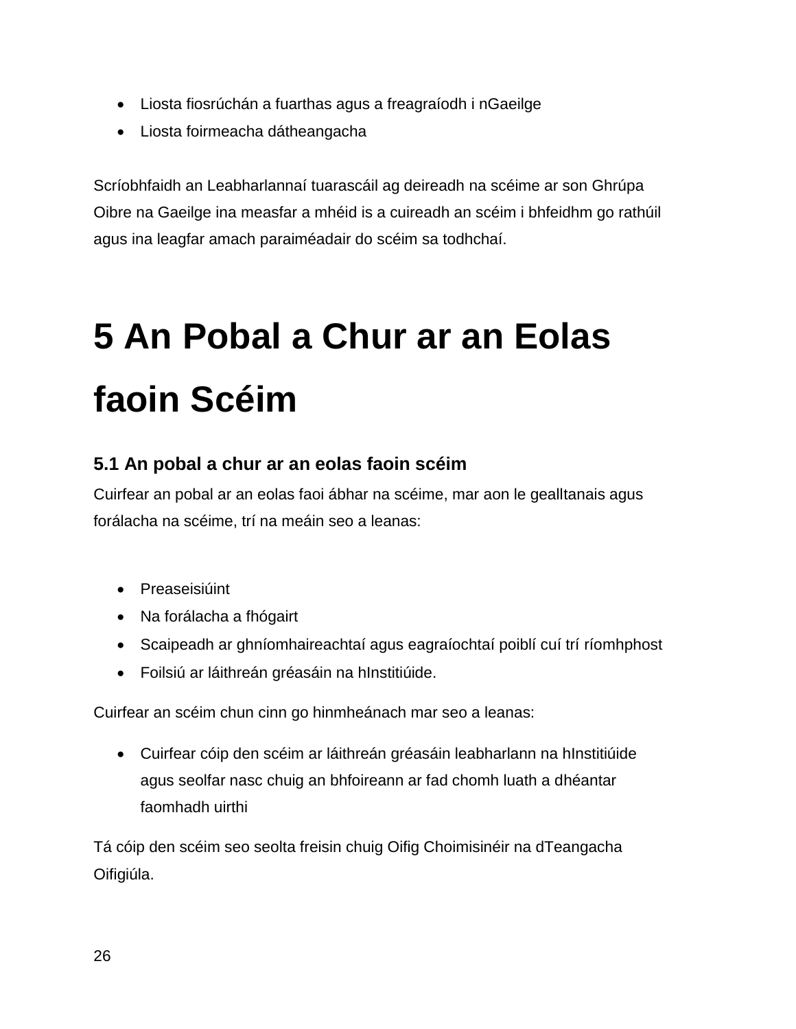- Liosta fiosrúchán a fuarthas agus a freagraíodh i nGaeilge
- Liosta foirmeacha dátheangacha

Scríobhfaidh an Leabharlannaí tuarascáil ag deireadh na scéime ar son Ghrúpa Oibre na Gaeilge ina measfar a mhéid is a cuireadh an scéim i bhfeidhm go rathúil agus ina leagfar amach paraiméadair do scéim sa todhchaí.

# 5 An Pobal a Chur ar an Eolas faoin Scéim

### 5.1 An pobal a chur ar an eolas faoin scéim

Cuirfear an pobal ar an eolas faoi ábhar na scéime, mar aon le gealltanais agus forálacha na scéime, trí na meáin seo a leanas:

- Preaseisiúint
- Na forálacha a fhógairt
- Scaipeadh ar ghníomhaireachtaí agus eagraíochtaí poiblí cuí trí ríomhphost
- Foilsiú ar láithreán gréasáin na hInstitiúide.

Cuirfear an scéim chun cinn go hinmheánach mar seo a leanas:

- Cuirfear cóip den scéim ar láithreán gréasáin leabharlann na hInstitiúide agus seolfar nasc chuig an bhfoireann ar fad chomh luath a dhéantar faomhadh uirthi

Tá cóip den scéim seo seolta freisin chuig Oifig Choimisinéir na dTeangacha Oifigiúla.